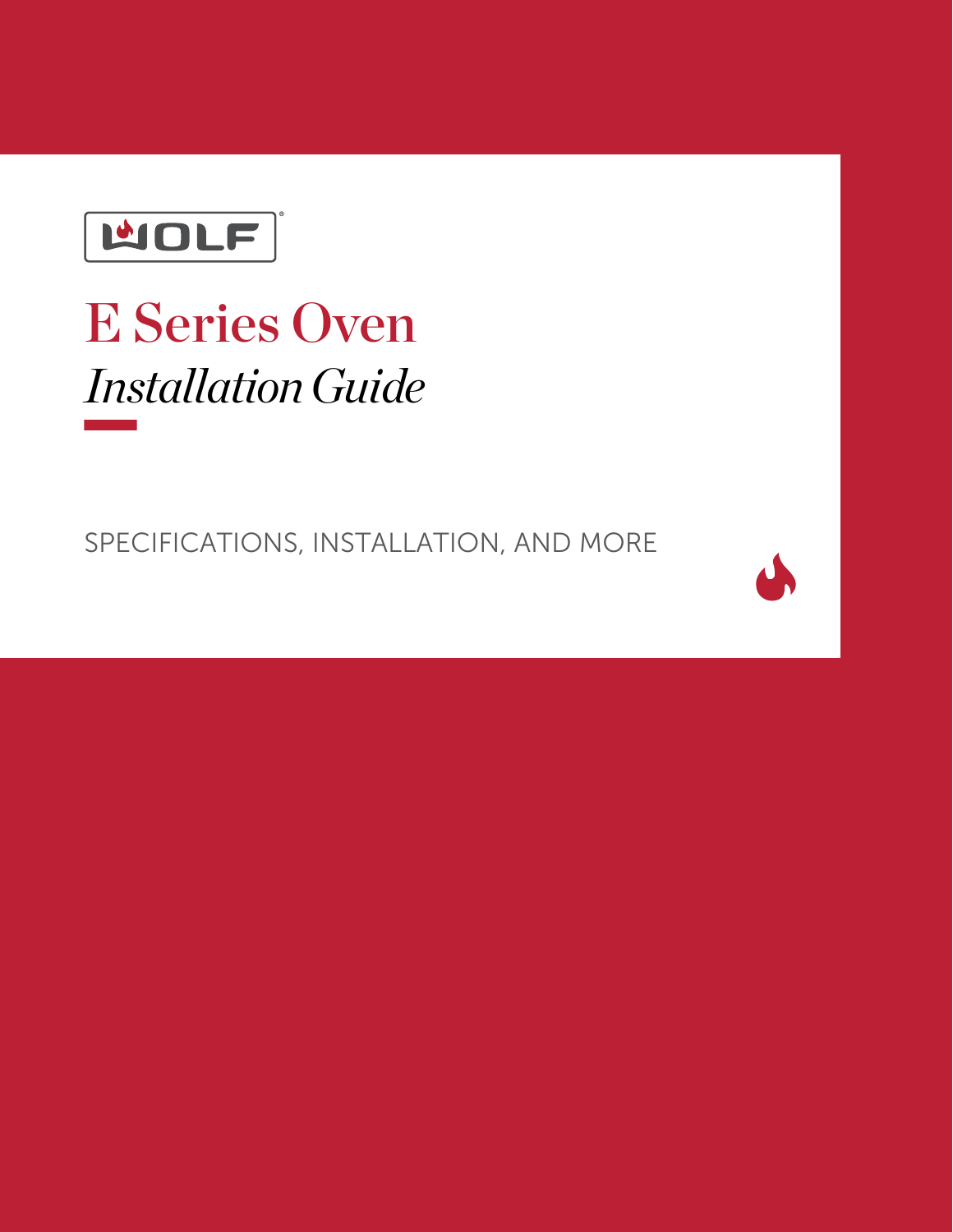WOLF®

# E Series Oven

*Installation Guide*

SPECIFICATIONS, INSTALLATION, AND MORE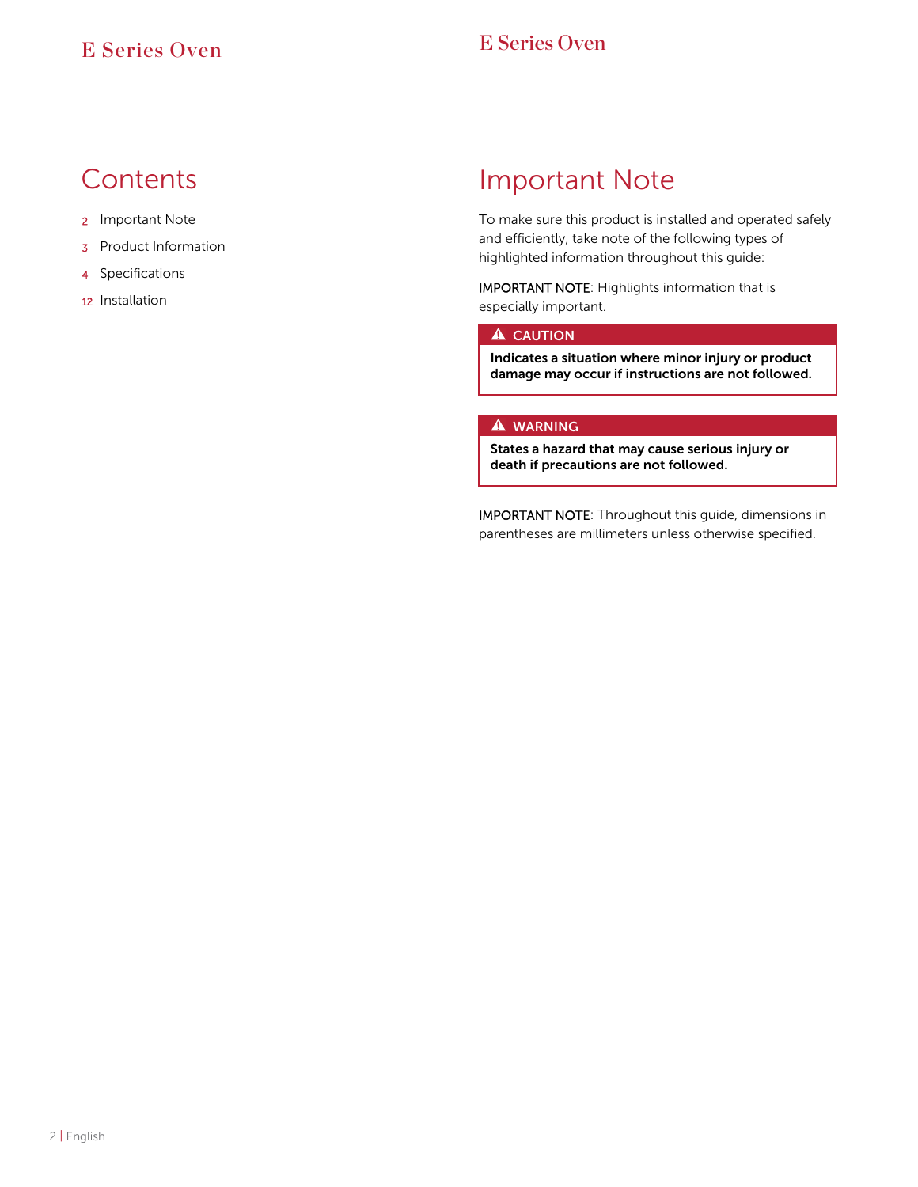## Contents

2 Important Note

3 Product Information

4 Specifications

12 Installation

## Important Note

To make sure this product is installed and operated safely and efficiently, take note of the following types of highlighted information throughout this guide:

IMPORTANT NOTE: Highlights information that is especially important.

> ⚠ CAUTION
>
> **Indicates a situation where minor injury or product damage may occur if instructions are not followed.**

> ⚠ WARNING
>
> **States a hazard that may cause serious injury or death if precautions are not followed.**

IMPORTANT NOTE: Throughout this guide, dimensions in parentheses are millimeters unless otherwise specified.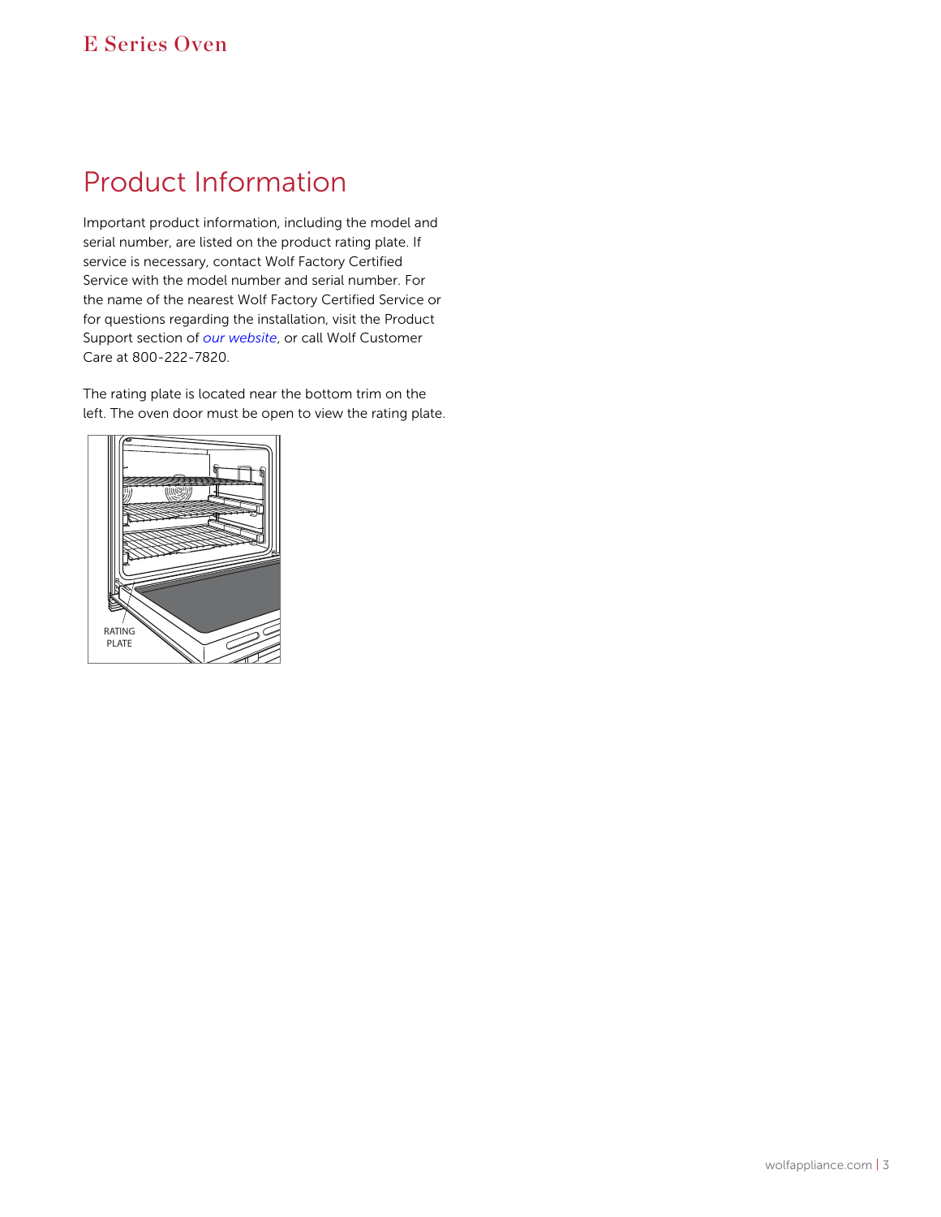# Product Information

Important product information, including the model and serial number, are listed on the product rating plate. If service is necessary, contact Wolf Factory Certified Service with the model number and serial number. For the name of the nearest Wolf Factory Certified Service or for questions regarding the installation, visit the Product Support section of *our website*, or call Wolf Customer Care at 800-222-7820.

The rating plate is located near the bottom trim on the left. The oven door must be open to view the rating plate.

RATING PLATE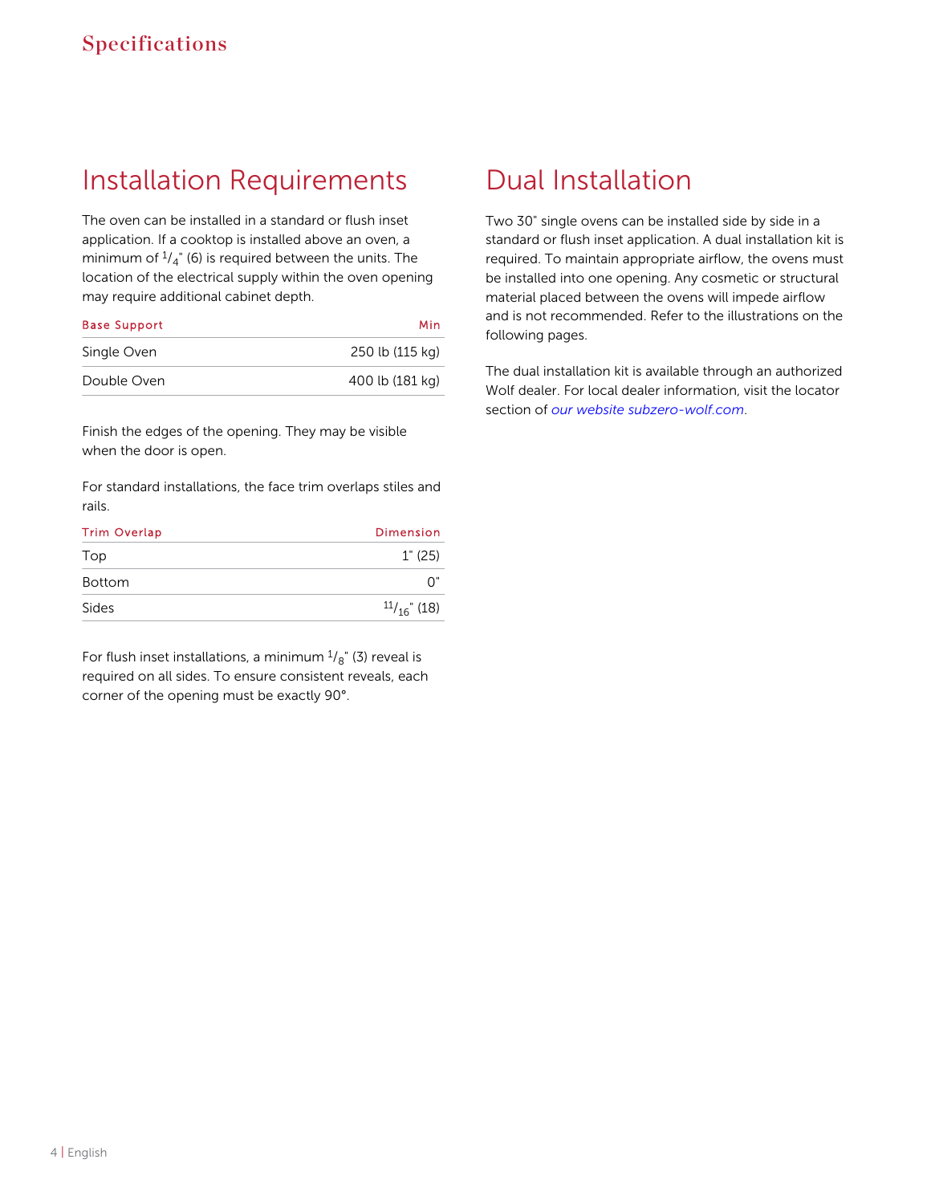# Specifications

## Installation Requirements

The oven can be installed in a standard or flush inset application. If a cooktop is installed above an oven, a minimum of $^1/_4$" (6) is required between the units. The location of the electrical supply within the oven opening may require additional cabinet depth.

| Base Support | Min |
|---|---|
| Single Oven | 250 lb (115 kg) |
| Double Oven | 400 lb (181 kg) |

Finish the edges of the opening. They may be visible when the door is open.

For standard installations, the face trim overlaps stiles and rails.

| Trim Overlap | Dimension |
|---|---|
| Top | 1" (25) |
| Bottom | 0" |
| Sides | $^{11}/_{16}$" (18) |

For flush inset installations, a minimum $^1/_8$" (3) reveal is required on all sides. To ensure consistent reveals, each corner of the opening must be exactly 90°.

## Dual Installation

Two 30" single ovens can be installed side by side in a standard or flush inset application. A dual installation kit is required. To maintain appropriate airflow, the ovens must be installed into one opening. Any cosmetic or structural material placed between the ovens will impede airflow and is not recommended. Refer to the illustrations on the following pages.

The dual installation kit is available through an authorized Wolf dealer. For local dealer information, visit the locator section of *our website subzero-wolf.com*.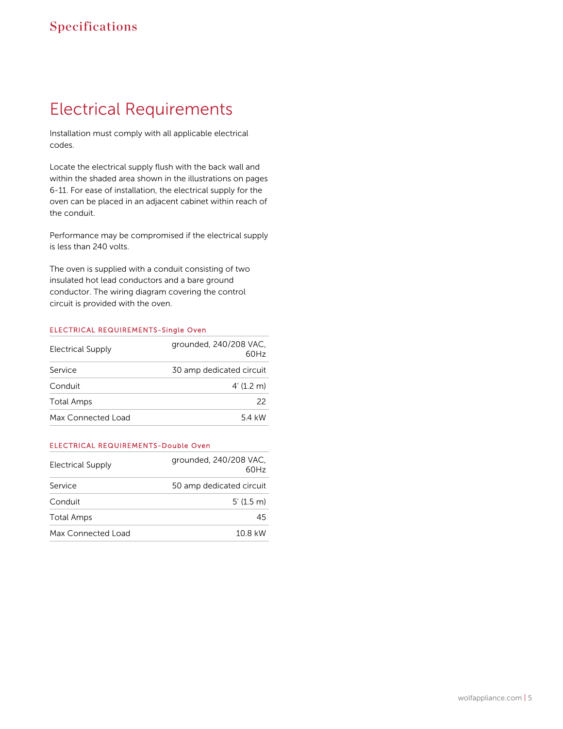# Specifications

## Electrical Requirements

Installation must comply with all applicable electrical codes.

Locate the electrical supply flush with the back wall and within the shaded area shown in the illustrations on pages 6-11. For ease of installation, the electrical supply for the oven can be placed in an adjacent cabinet within reach of the conduit.

Performance may be compromised if the electrical supply is less than 240 volts.

The oven is supplied with a conduit consisting of two insulated hot lead conductors and a bare ground conductor. The wiring diagram covering the control circuit is provided with the oven.

### ELECTRICAL REQUIREMENTS-Single Oven

| | |
|---|---|
| Electrical Supply | grounded, 240/208 VAC, 60Hz |
| Service | 30 amp dedicated circuit |
| Conduit | 4' (1.2 m) |
| Total Amps | 22 |
| Max Connected Load | 5.4 kW |

### ELECTRICAL REQUIREMENTS-Double Oven

| | |
|---|---|
| Electrical Supply | grounded, 240/208 VAC, 60Hz |
| Service | 50 amp dedicated circuit |
| Conduit | 5' (1.5 m) |
| Total Amps | 45 |
| Max Connected Load | 10.8 kW |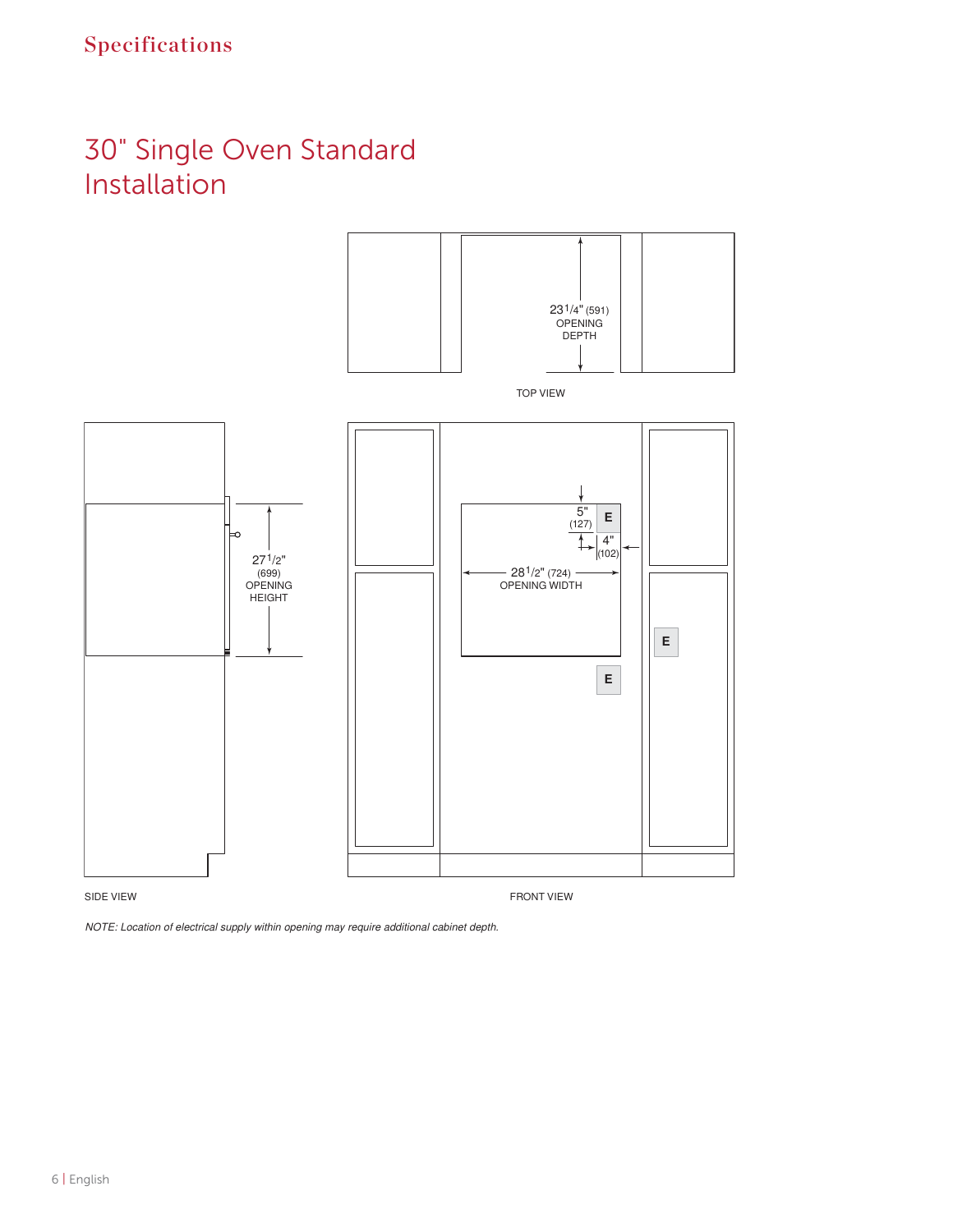# Specifications

## 30" Single Oven Standard Installation

23 1/4" (591) OPENING DEPTH

TOP VIEW

27 1/2" (699) OPENING HEIGHT

5" (127)

E

4" (102)

28 1/2" (724) OPENING WIDTH

E

E

SIDE VIEW

FRONT VIEW

*NOTE: Location of electrical supply within opening may require additional cabinet depth.*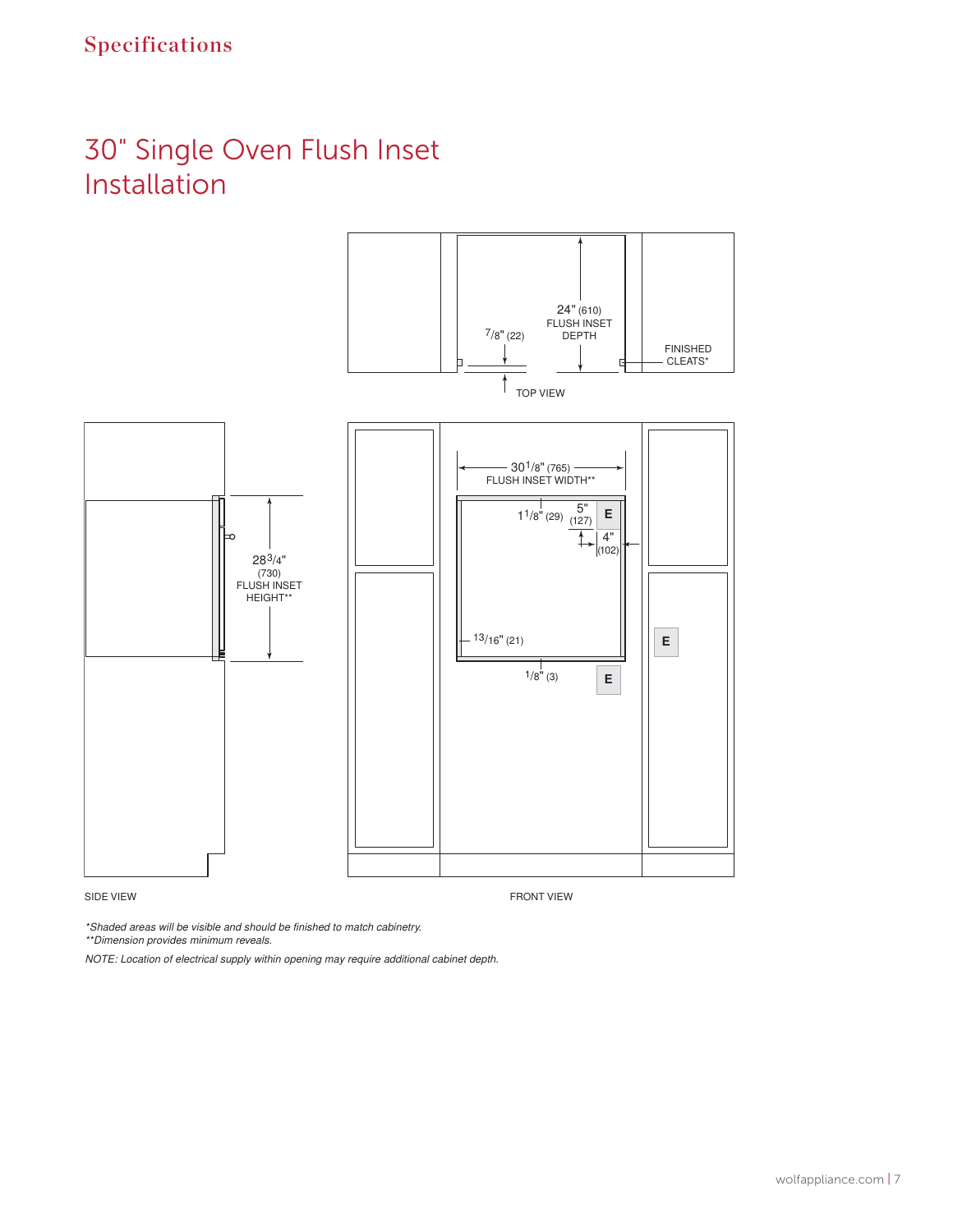# Specifications

## 30" Single Oven Flush Inset Installation

24" (610) FLUSH INSET DEPTH

7/8" (22)

FINISHED CLEATS*

TOP VIEW

30 1/8" (765) FLUSH INSET WIDTH**

1 1/8" (29)

5" (127)

4" (102)

E

13/16" (21)

1/8" (3)

28 3/4" (730) FLUSH INSET HEIGHT**

SIDE VIEW

FRONT VIEW

*Shaded areas will be visible and should be finished to match cabinetry.*

*\*\*Dimension provides minimum reveals.*

*NOTE: Location of electrical supply within opening may require additional cabinet depth.*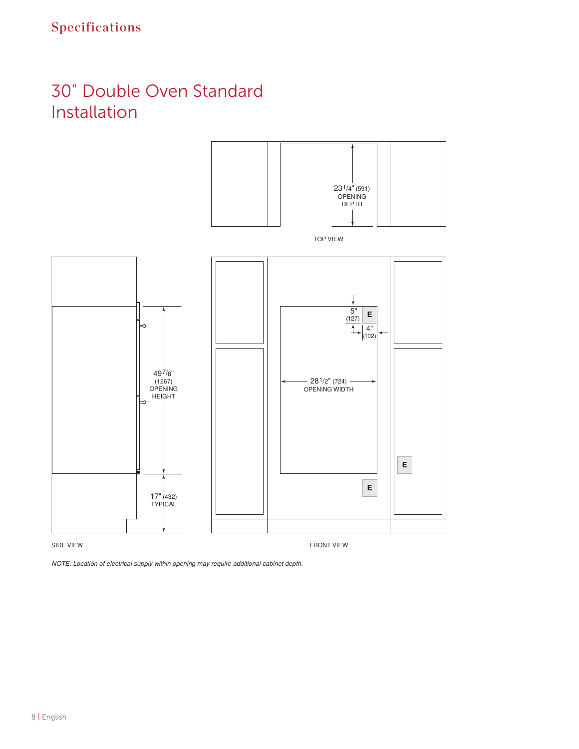# 30" Double Oven Standard Installation

23 1/4" (591) OPENING DEPTH

TOP VIEW

49 7/8" (1267) OPENING HEIGHT

17" (432) TYPICAL

SIDE VIEW

5" (127)

E

4" (102)

28 1/2" (724) OPENING WIDTH

E

E

FRONT VIEW

*NOTE: Location of electrical supply within opening may require additional cabinet depth.*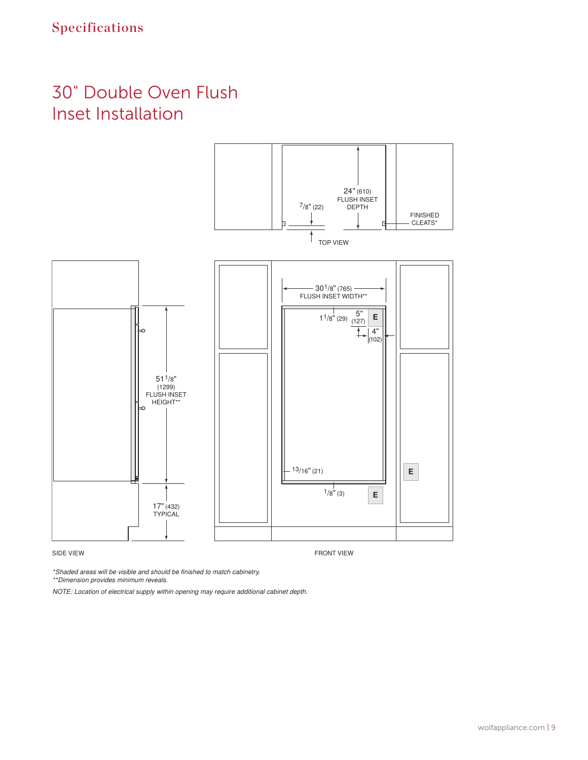# 30" Double Oven Flush Inset Installation

24" (610) FLUSH INSET DEPTH

7/8" (22)

FINISHED CLEATS*

TOP VIEW

30 1/8" (765) FLUSH INSET WIDTH**

1 1/8" (29)

5" (127)

4" (102)

E

13/16" (21)

1/8" (3)

E

E

51 1/8" (1299) FLUSH INSET HEIGHT**

17" (432) TYPICAL

SIDE VIEW

FRONT VIEW

*\*Shaded areas will be visible and should be finished to match cabinetry.*

*\*\*Dimension provides minimum reveals.*

*NOTE: Location of electrical supply within opening may require additional cabinet depth.*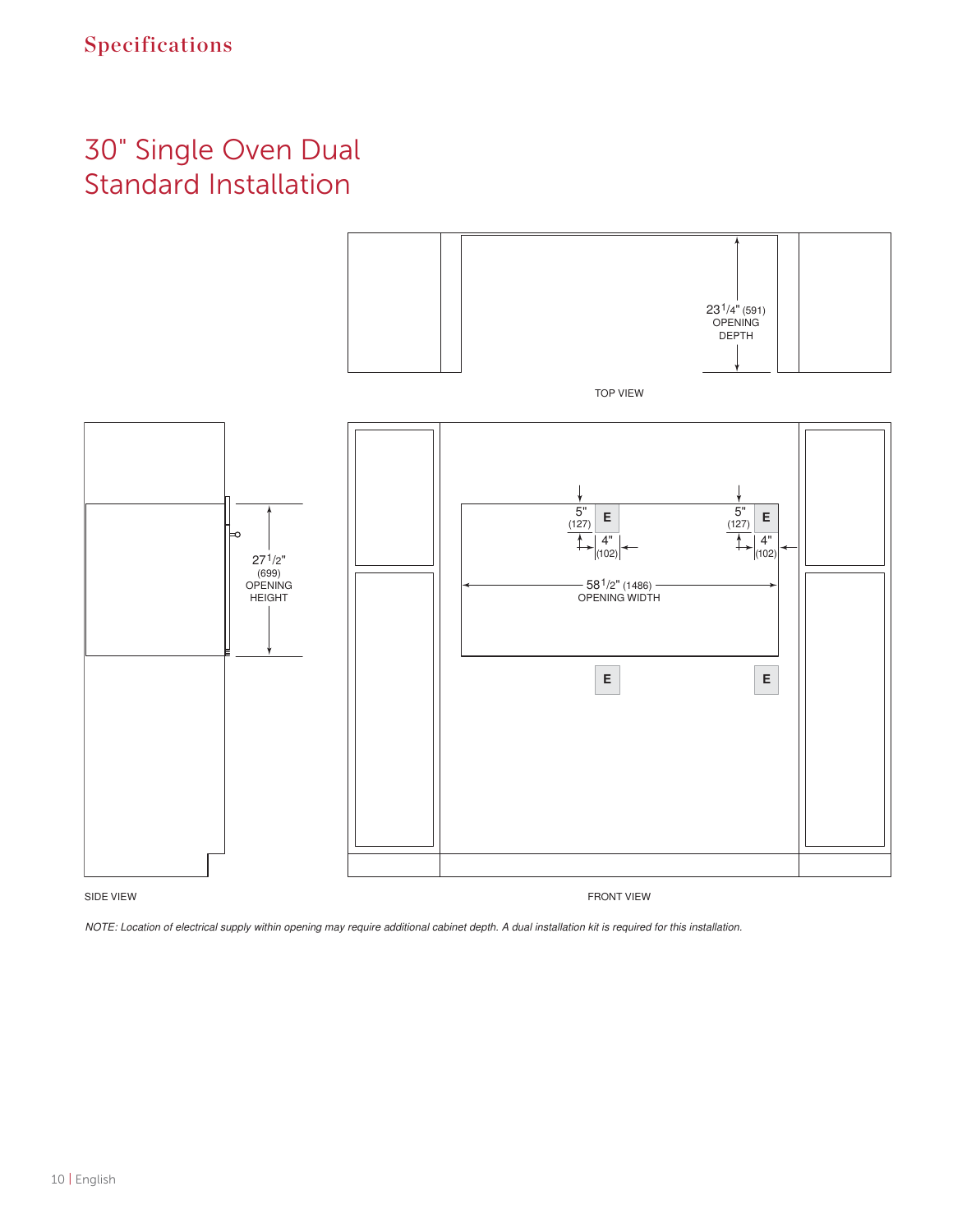# Specifications

## 30" Single Oven Dual Standard Installation

23 1/4" (591) OPENING DEPTH

TOP VIEW

27 1/2" (699) OPENING HEIGHT

5" (127)

E

4" (102)

5" (127)

E

4" (102)

58 1/2" (1486) OPENING WIDTH

E

E

SIDE VIEW

FRONT VIEW

*NOTE: Location of electrical supply within opening may require additional cabinet depth. A dual installation kit is required for this installation.*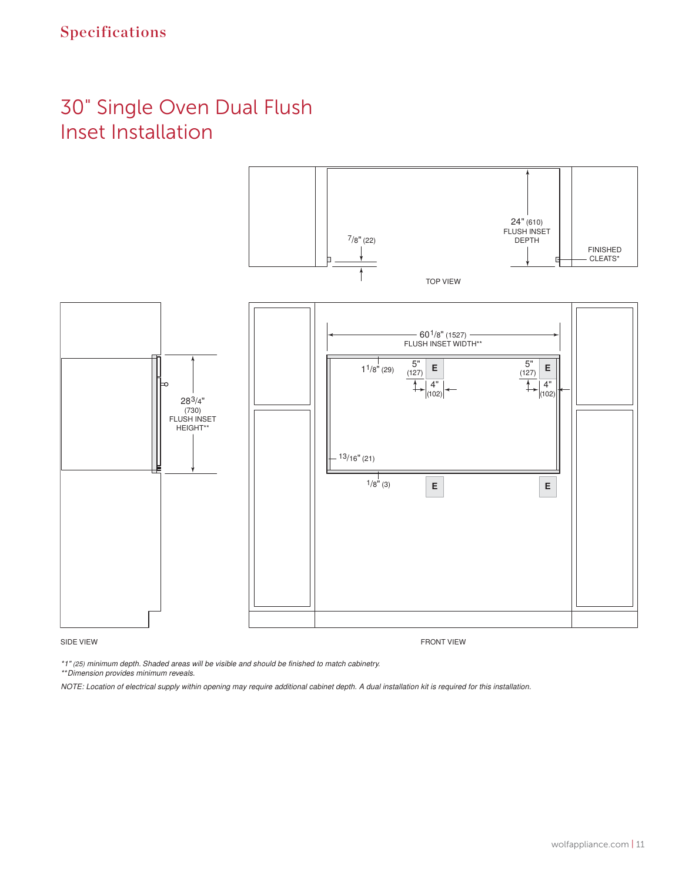# Specifications

## 30" Single Oven Dual Flush Inset Installation

TOP VIEW

7/8" (22)

24" (610) FLUSH INSET DEPTH

FINISHED CLEATS*

SIDE VIEW

28 3/4" (730) FLUSH INSET HEIGHT**

FRONT VIEW

60 1/8" (1527) FLUSH INSET WIDTH**

1 1/8" (29)

5" (127)

4" (102)

13/16" (21)

1/8" (3)

E

*1" (25) minimum depth. Shaded areas will be visible and should be finished to match cabinetry.

**Dimension provides minimum reveals.

NOTE: Location of electrical supply within opening may require additional cabinet depth. A dual installation kit is required for this installation.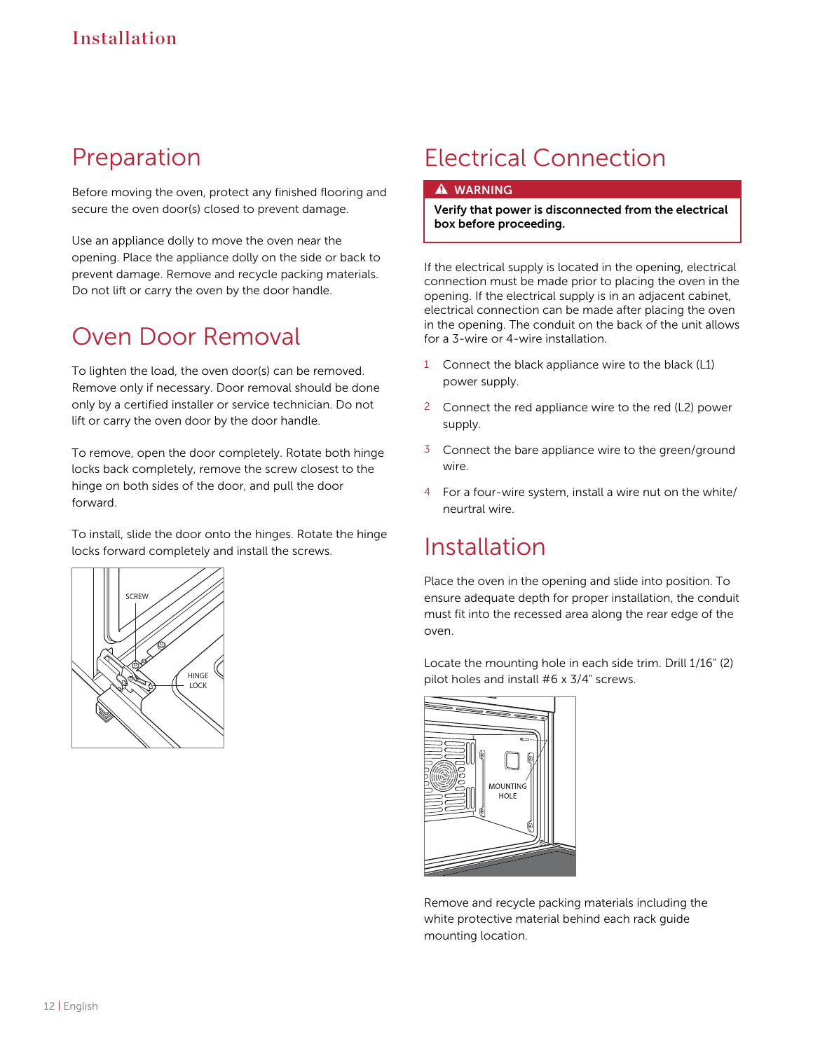# Installation

## Preparation

Before moving the oven, protect any finished flooring and secure the oven door(s) closed to prevent damage.

Use an appliance dolly to move the oven near the opening. Place the appliance dolly on the side or back to prevent damage. Remove and recycle packing materials. Do not lift or carry the oven by the door handle.

## Oven Door Removal

To lighten the load, the oven door(s) can be removed. Remove only if necessary. Door removal should be done only by a certified installer or service technician. Do not lift or carry the oven door by the door handle.

To remove, open the door completely. Rotate both hinge locks back completely, remove the screw closest to the hinge on both sides of the door, and pull the door forward.

To install, slide the door onto the hinges. Rotate the hinge locks forward completely and install the screws.

## Electrical Connection

> **⚠ WARNING**
>
> **Verify that power is disconnected from the electrical box before proceeding.**

If the electrical supply is located in the opening, electrical connection must be made prior to placing the oven in the opening. If the electrical supply is in an adjacent cabinet, electrical connection can be made after placing the oven in the opening. The conduit on the back of the unit allows for a 3-wire or 4-wire installation.

1. Connect the black appliance wire to the black (L1) power supply.
2. Connect the red appliance wire to the red (L2) power supply.
3. Connect the bare appliance wire to the green/ground wire.
4. For a four-wire system, install a wire nut on the white/neurtral wire.

## Installation

Place the oven in the opening and slide into position. To ensure adequate depth for proper installation, the conduit must fit into the recessed area along the rear edge of the oven.

Locate the mounting hole in each side trim. Drill 1/16" (2) pilot holes and install #6 x 3/4" screws.

Remove and recycle packing materials including the white protective material behind each rack guide mounting location.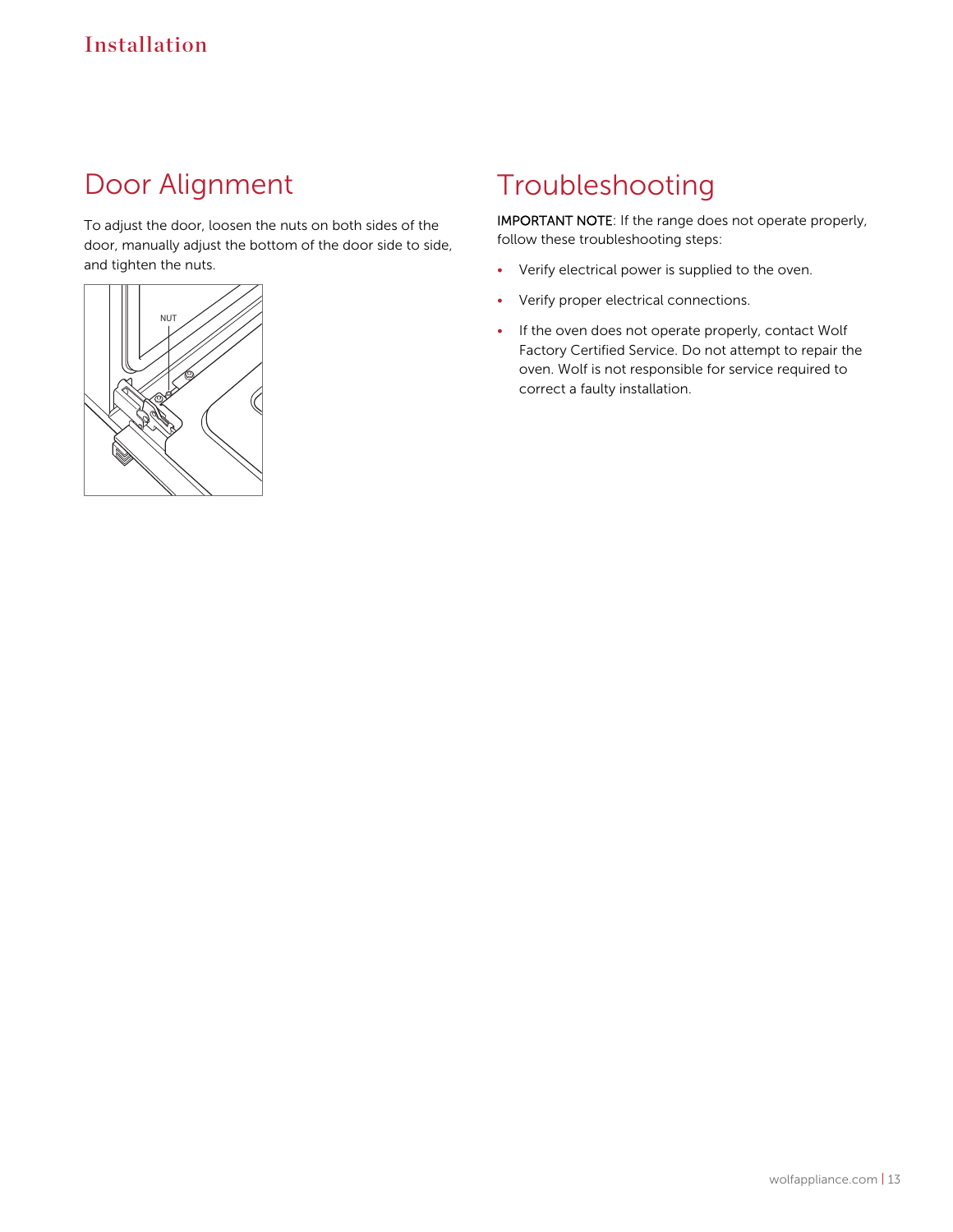# Installation

## Door Alignment

To adjust the door, loosen the nuts on both sides of the door, manually adjust the bottom of the door side to side, and tighten the nuts.

## Troubleshooting

**IMPORTANT NOTE**: If the range does not operate properly, follow these troubleshooting steps:

- Verify electrical power is supplied to the oven.
- Verify proper electrical connections.
- If the oven does not operate properly, contact Wolf Factory Certified Service. Do not attempt to repair the oven. Wolf is not responsible for service required to correct a faulty installation.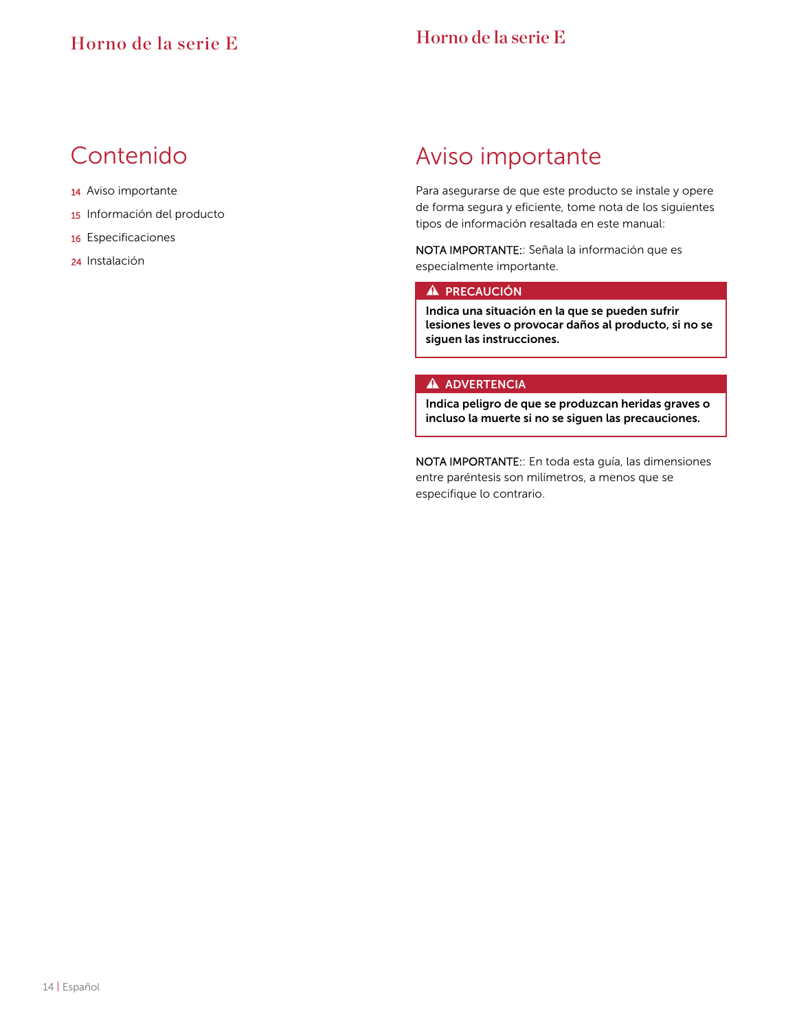# Contenido

14 Aviso importante

15 Información del producto

16 Especificaciones

24 Instalación

# Aviso importante

Para asegurarse de que este producto se instale y opere de forma segura y eficiente, tome nota de los siguientes tipos de información resaltada en este manual:

NOTA IMPORTANTE:: Señala la información que es especialmente importante.

> ⚠ **PRECAUCIÓN**
>
> **Indica una situación en la que se pueden sufrir lesiones leves o provocar daños al producto, si no se siguen las instrucciones.**

> ⚠ **ADVERTENCIA**
>
> **Indica peligro de que se produzcan heridas graves o incluso la muerte si no se siguen las precauciones.**

NOTA IMPORTANTE:: En toda esta guía, las dimensiones entre paréntesis son milímetros, a menos que se especifique lo contrario.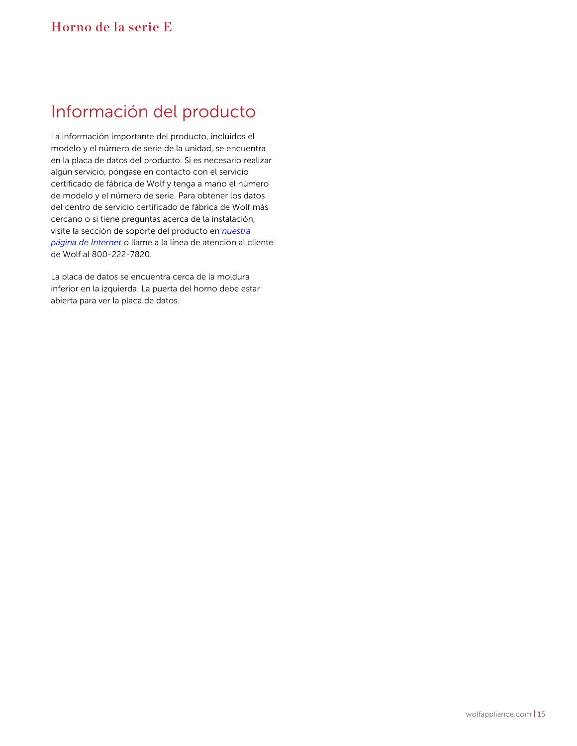# Información del producto

La información importante del producto, incluidos el modelo y el número de serie de la unidad, se encuentra en la placa de datos del producto. Si es necesario realizar algún servicio, póngase en contacto con el servicio certificado de fábrica de Wolf y tenga a mano el número de modelo y el número de serie. Para obtener los datos del centro de servicio certificado de fábrica de Wolf más cercano o si tiene preguntas acerca de la instalación, visite la sección de soporte del producto en *nuestra página de Internet* o llame a la línea de atención al cliente de Wolf al 800-222-7820.

La placa de datos se encuentra cerca de la moldura inferior en la izquierda. La puerta del horno debe estar abierta para ver la placa de datos.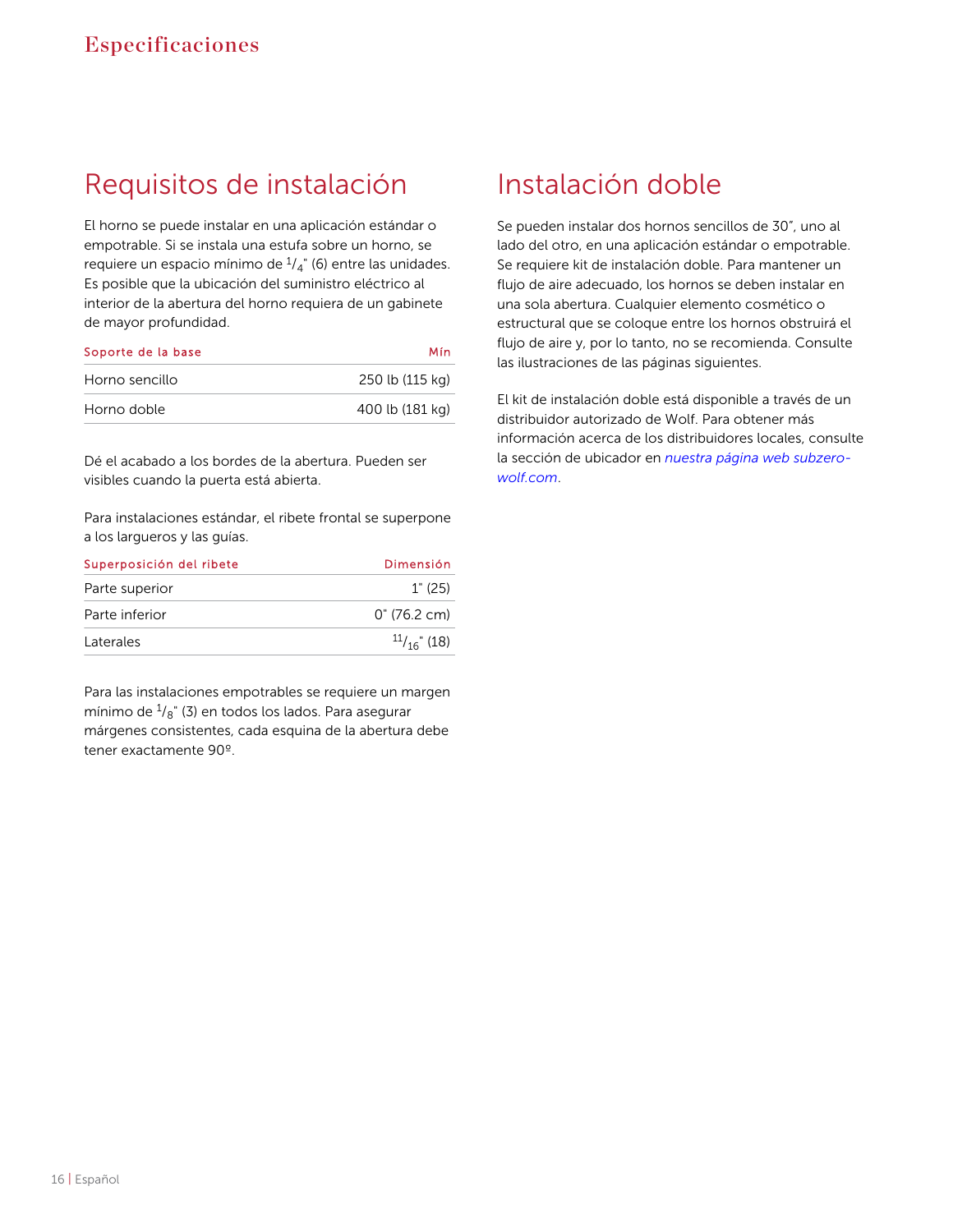# Especificaciones

## Requisitos de instalación

El horno se puede instalar en una aplicación estándar o empotrable. Si se instala una estufa sobre un horno, se requiere un espacio mínimo de $^{1}/_{4}$" (6) entre las unidades. Es posible que la ubicación del suministro eléctrico al interior de la abertura del horno requiera de un gabinete de mayor profundidad.

| Soporte de la base | Mín |
|---|---|
| Horno sencillo | 250 lb (115 kg) |
| Horno doble | 400 lb (181 kg) |

Dé el acabado a los bordes de la abertura. Pueden ser visibles cuando la puerta está abierta.

Para instalaciones estándar, el ribete frontal se superpone a los largueros y las guías.

| Superposición del ribete | Dimensión |
|---|---|
| Parte superior | 1" (25) |
| Parte inferior | 0" (76.2 cm) |
| Laterales | $^{11}/_{16}$" (18) |

Para las instalaciones empotrables se requiere un margen mínimo de $^{1}/_{8}$" (3) en todos los lados. Para asegurar márgenes consistentes, cada esquina de la abertura debe tener exactamente 90º.

## Instalación doble

Se pueden instalar dos hornos sencillos de 30", uno al lado del otro, en una aplicación estándar o empotrable. Se requiere kit de instalación doble. Para mantener un flujo de aire adecuado, los hornos se deben instalar en una sola abertura. Cualquier elemento cosmético o estructural que se coloque entre los hornos obstruirá el flujo de aire y, por lo tanto, no se recomienda. Consulte las ilustraciones de las páginas siguientes.

El kit de instalación doble está disponible a través de un distribuidor autorizado de Wolf. Para obtener más información acerca de los distribuidores locales, consulte la sección de ubicador en *nuestra página web subzero-wolf.com*.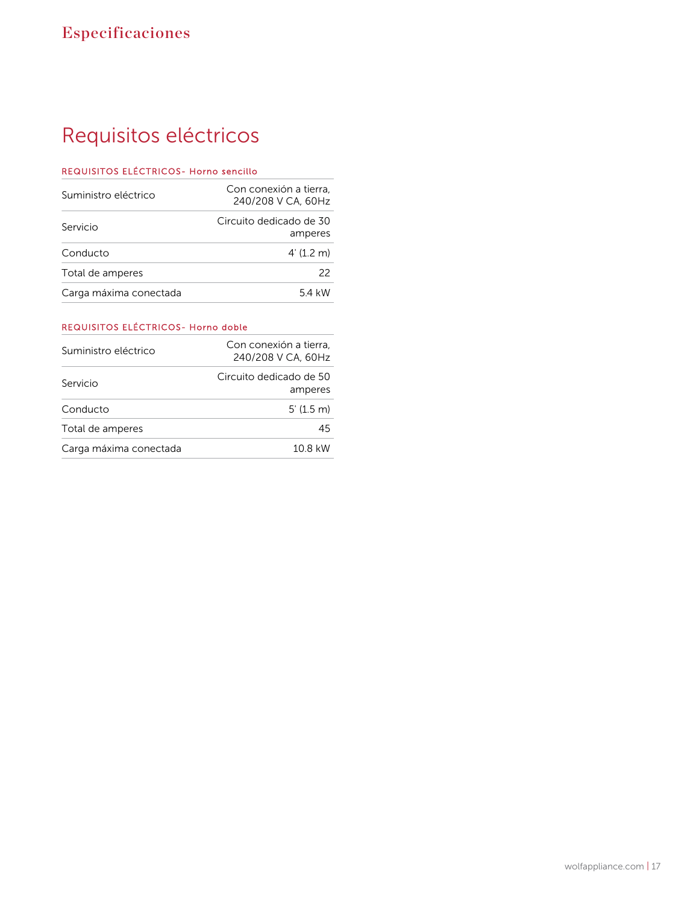# Especificaciones

## Requisitos eléctricos

### REQUISITOS ELÉCTRICOS- Horno sencillo

| | |
|---|---|
| Suministro eléctrico | Con conexión a tierra, 240/208 V CA, 60Hz |
| Servicio | Circuito dedicado de 30 amperes |
| Conducto | 4' (1.2 m) |
| Total de amperes | 22 |
| Carga máxima conectada | 5.4 kW |

### REQUISITOS ELÉCTRICOS- Horno doble

| | |
|---|---|
| Suministro eléctrico | Con conexión a tierra, 240/208 V CA, 60Hz |
| Servicio | Circuito dedicado de 50 amperes |
| Conducto | 5' (1.5 m) |
| Total de amperes | 45 |
| Carga máxima conectada | 10.8 kW |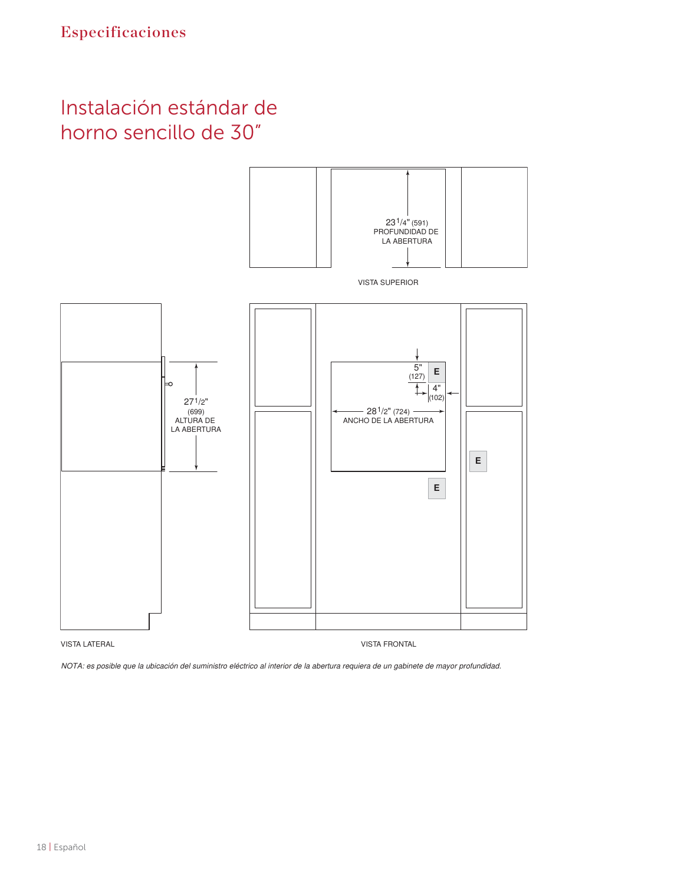# Instalación estándar de horno sencillo de 30″

23 1/4" (591)
PROFUNDIDAD DE
LA ABERTURA

VISTA SUPERIOR

27 1/2"
(699)
ALTURA DE
LA ABERTURA

VISTA LATERAL

5"
(127)

E

4"
(102)

28 1/2" (724)
ANCHO DE LA ABERTURA

E

E

VISTA FRONTAL

*NOTA: es posible que la ubicación del suministro eléctrico al interior de la abertura requiera de un gabinete de mayor profundidad.*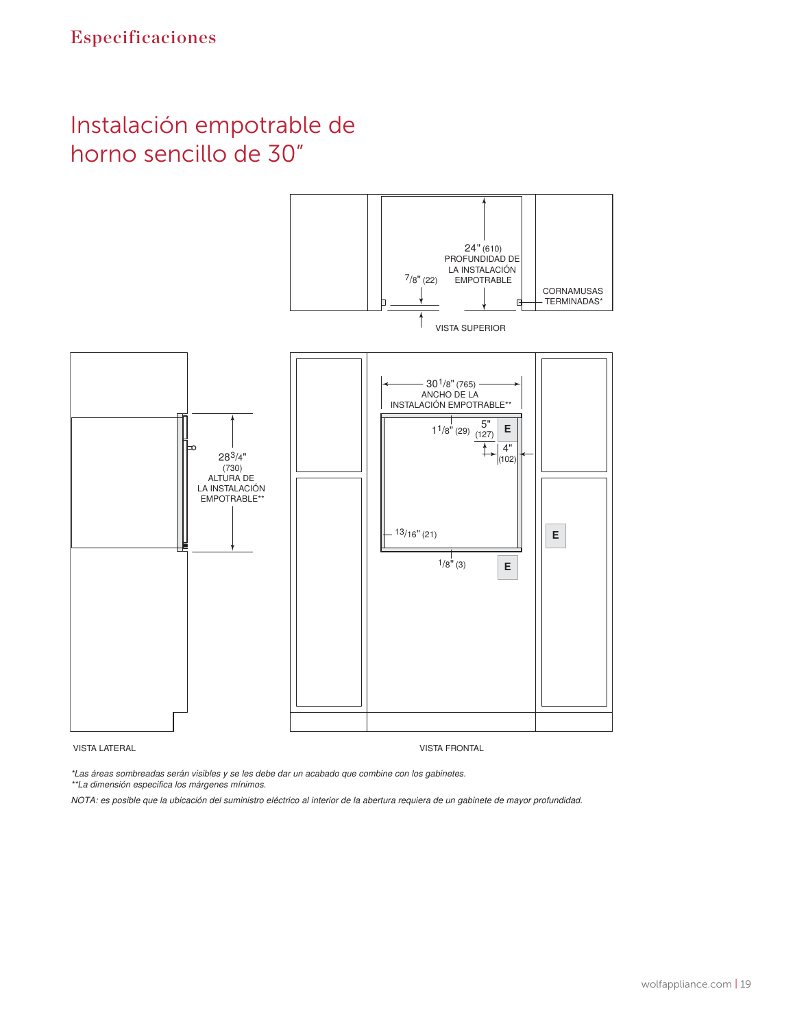Especificaciones

# Instalación empotrable de horno sencillo de 30″

24" (610)
PROFUNDIDAD DE LA INSTALACIÓN EMPOTRABLE

7/8" (22)

CORNAMUSAS TERMINADAS*

VISTA SUPERIOR

28 3/4" (730)
ALTURA DE LA INSTALACIÓN EMPOTRABLE**

30 1/8" (765)
ANCHO DE LA INSTALACIÓN EMPOTRABLE**

1 1/8" (29)

5" (127)

4" (102)

13/16" (21)

1/8" (3)

E

VISTA LATERAL

VISTA FRONTAL

*Las áreas sombreadas serán visibles y se les debe dar un acabado que combine con los gabinetes.*
***La dimensión especifica los márgenes mínimos.*

*NOTA: es posible que la ubicación del suministro eléctrico al interior de la abertura requiera de un gabinete de mayor profundidad.*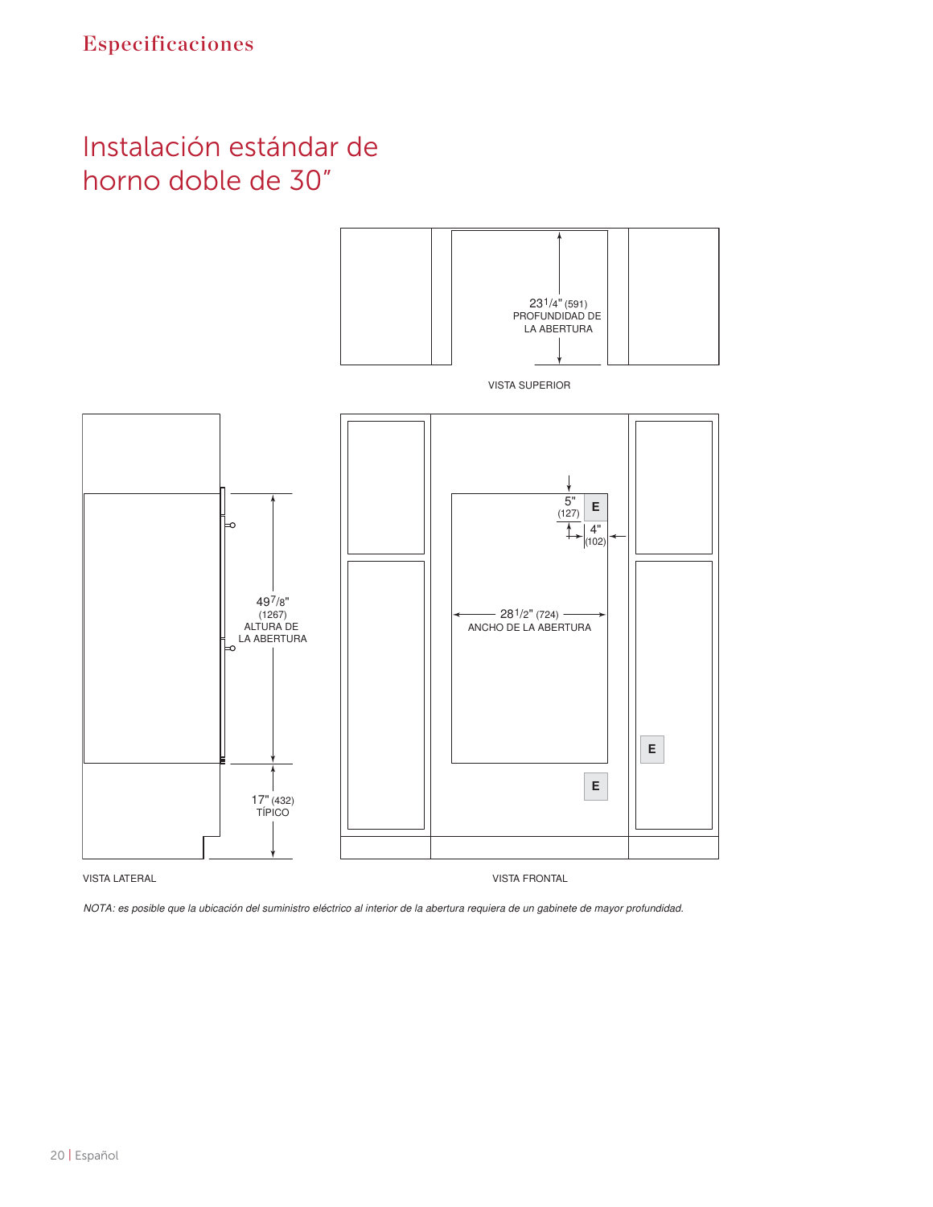# Instalación estándar de horno doble de 30″

23 1/4" (591)
PROFUNDIDAD DE
LA ABERTURA

VISTA SUPERIOR

49 7/8"
(1267)
ALTURA DE
LA ABERTURA

17" (432)
TÍPICO

VISTA LATERAL

5"
(127)

E

4"
(102)

28 1/2" (724)
ANCHO DE LA ABERTURA

E

E

VISTA FRONTAL

*NOTA: es posible que la ubicación del suministro eléctrico al interior de la abertura requiera de un gabinete de mayor profundidad.*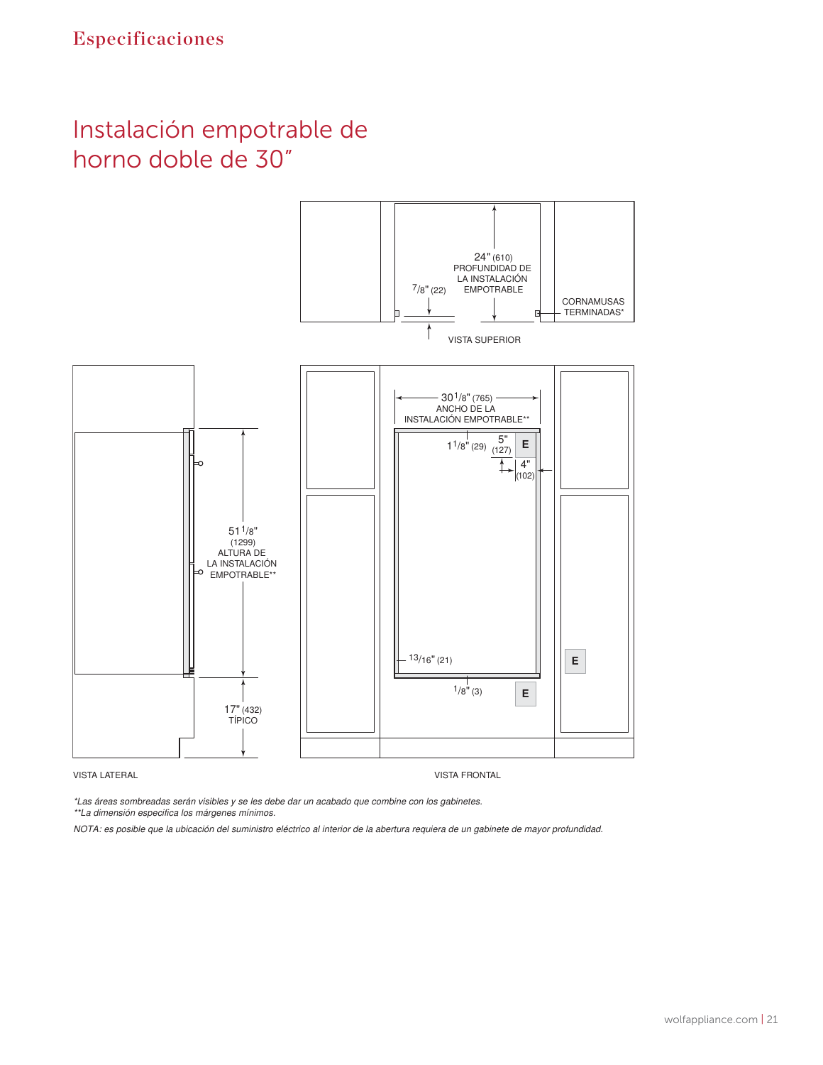Especificaciones

# Instalación empotrable de horno doble de 30″

24" (610)
PROFUNDIDAD DE LA INSTALACIÓN EMPOTRABLE

7/8" (22)

CORNAMUSAS TERMINADAS*

VISTA SUPERIOR

30 1/8" (765)
ANCHO DE LA INSTALACIÓN EMPOTRABLE**

1 1/8" (29)

5" (127)

4" (102)

E

13/16" (21)

1/8" (3)

51 1/8" (1299)
ALTURA DE LA INSTALACIÓN EMPOTRABLE**

17" (432)
TÍPICO

VISTA LATERAL

VISTA FRONTAL

*\*Las áreas sombreadas serán visibles y se les debe dar un acabado que combine con los gabinetes.*

*\*\*La dimensión especifica los márgenes mínimos.*

*NOTA: es posible que la ubicación del suministro eléctrico al interior de la abertura requiera de un gabinete de mayor profundidad.*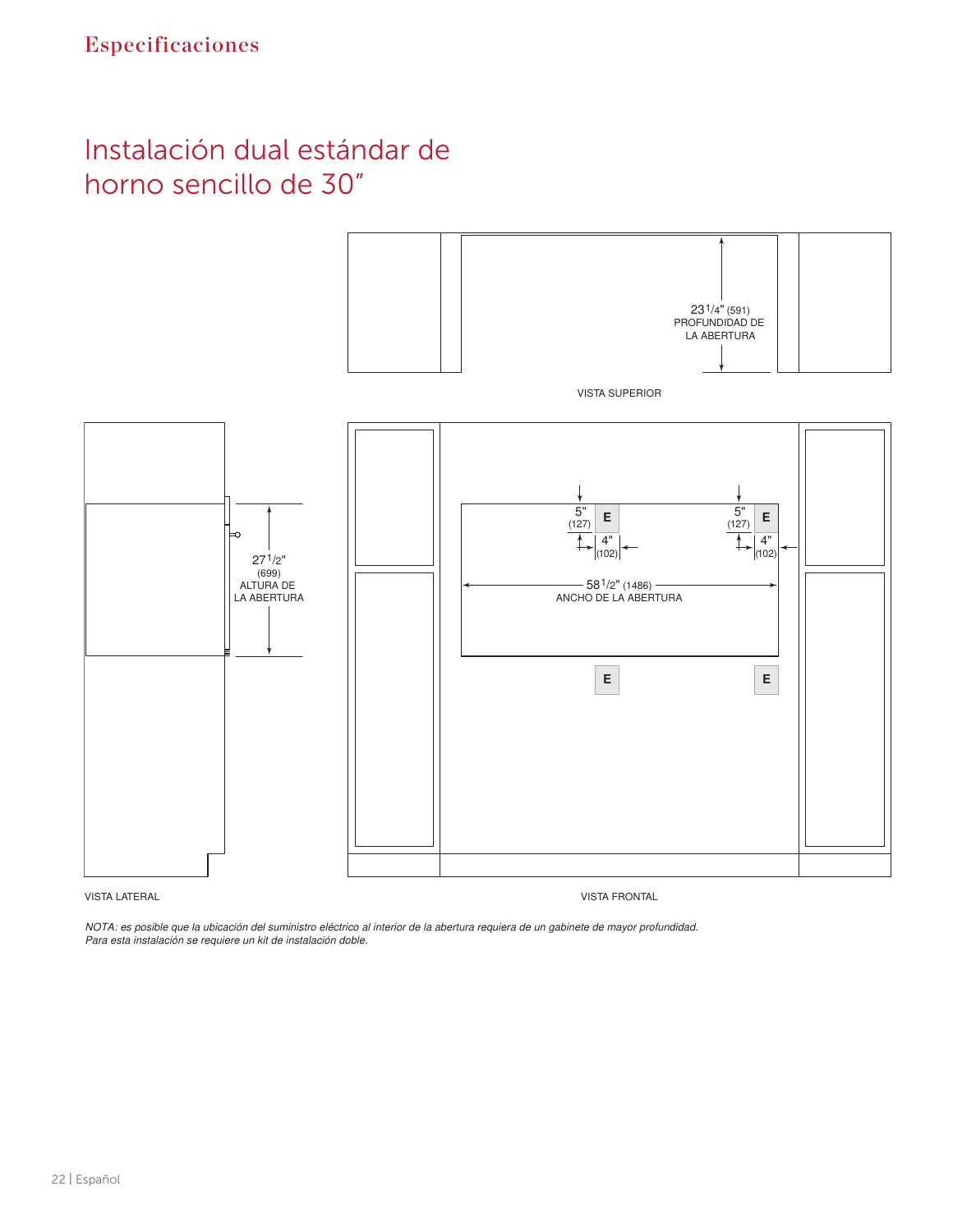# Instalación dual estándar de horno sencillo de 30"

23 1/4" (591)
PROFUNDIDAD DE LA ABERTURA

VISTA SUPERIOR

27 1/2" (699)
ALTURA DE LA ABERTURA

VISTA LATERAL

5" (127)

4" (102)

E

58 1/2" (1486)
ANCHO DE LA ABERTURA

VISTA FRONTAL

*NOTA: es posible que la ubicación del suministro eléctrico al interior de la abertura requiera de un gabinete de mayor profundidad. Para esta instalación se requiere un kit de instalación doble.*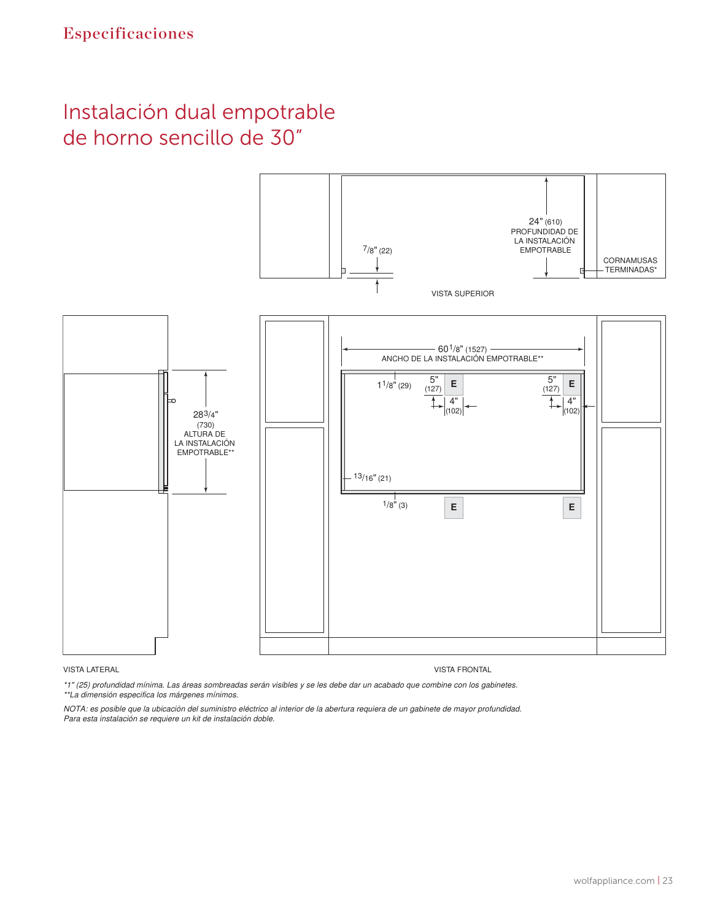# Instalación dual empotrable de horno sencillo de 30"

24" (610) PROFUNDIDAD DE LA INSTALACIÓN EMPOTRABLE

7/8" (22)

CORNAMUSAS TERMINADAS*

VISTA SUPERIOR

60 1/8" (1527) ANCHO DE LA INSTALACIÓN EMPOTRABLE**

1 1/8" (29)

5" (127)

4" (102)

13/16" (21)

1/8" (3)

28 3/4" (730) ALTURA DE LA INSTALACIÓN EMPOTRABLE**

VISTA LATERAL

VISTA FRONTAL

*\*1" (25) profundidad mínima. Las áreas sombreadas serán visibles y se les debe dar un acabado que combine con los gabinetes.*
*\*\*La dimensión especifica los márgenes mínimos.*

*NOTA: es posible que la ubicación del suministro eléctrico al interior de la abertura requiera de un gabinete de mayor profundidad. Para esta instalación se requiere un kit de instalación doble.*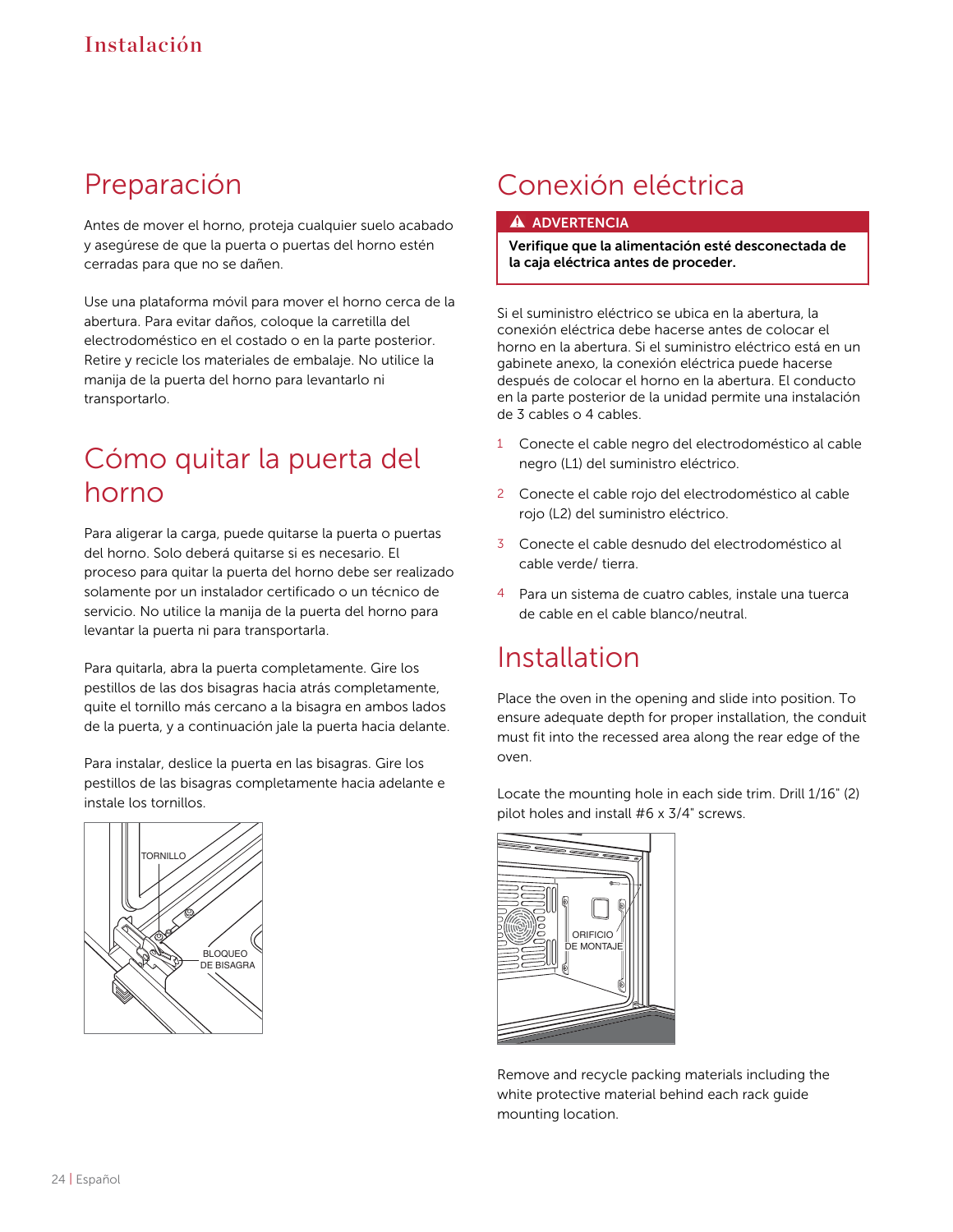## Preparación

Antes de mover el horno, proteja cualquier suelo acabado y asegúrese de que la puerta o puertas del horno estén cerradas para que no se dañen.

Use una plataforma móvil para mover el horno cerca de la abertura. Para evitar daños, coloque la carretilla del electrodoméstico en el costado o en la parte posterior. Retire y recicle los materiales de embalaje. No utilice la manija de la puerta del horno para levantarlo ni transportarlo.

## Cómo quitar la puerta del horno

Para aligerar la carga, puede quitarse la puerta o puertas del horno. Solo deberá quitarse si es necesario. El proceso para quitar la puerta del horno debe ser realizado solamente por un instalador certificado o un técnico de servicio. No utilice la manija de la puerta del horno para levantar la puerta ni para transportarla.

Para quitarla, abra la puerta completamente. Gire los pestillos de las dos bisagras hacia atrás completamente, quite el tornillo más cercano a la bisagra en ambos lados de la puerta, y a continuación jale la puerta hacia delante.

Para instalar, deslice la puerta en las bisagras. Gire los pestillos de las bisagras completamente hacia adelante e instale los tornillos.

TORNILLO

BLOQUEO DE BISAGRA

## Conexión eléctrica

**⚠ ADVERTENCIA**

**Verifique que la alimentación esté desconectada de la caja eléctrica antes de proceder.**

Si el suministro eléctrico se ubica en la abertura, la conexión eléctrica debe hacerse antes de colocar el horno en la abertura. Si el suministro eléctrico está en un gabinete anexo, la conexión eléctrica puede hacerse después de colocar el horno en la abertura. El conducto en la parte posterior de la unidad permite una instalación de 3 cables o 4 cables.

1. Conecte el cable negro del electrodoméstico al cable negro (L1) del suministro eléctrico.
2. Conecte el cable rojo del electrodoméstico al cable rojo (L2) del suministro eléctrico.
3. Conecte el cable desnudo del electrodoméstico al cable verde/ tierra.
4. Para un sistema de cuatro cables, instale una tuerca de cable en el cable blanco/neutral.

## Installation

Place the oven in the opening and slide into position. To ensure adequate depth for proper installation, the conduit must fit into the recessed area along the rear edge of the oven.

Locate the mounting hole in each side trim. Drill 1/16" (2) pilot holes and install #6 x 3/4" screws.

ORIFICIO DE MONTAJE

Remove and recycle packing materials including the white protective material behind each rack guide mounting location.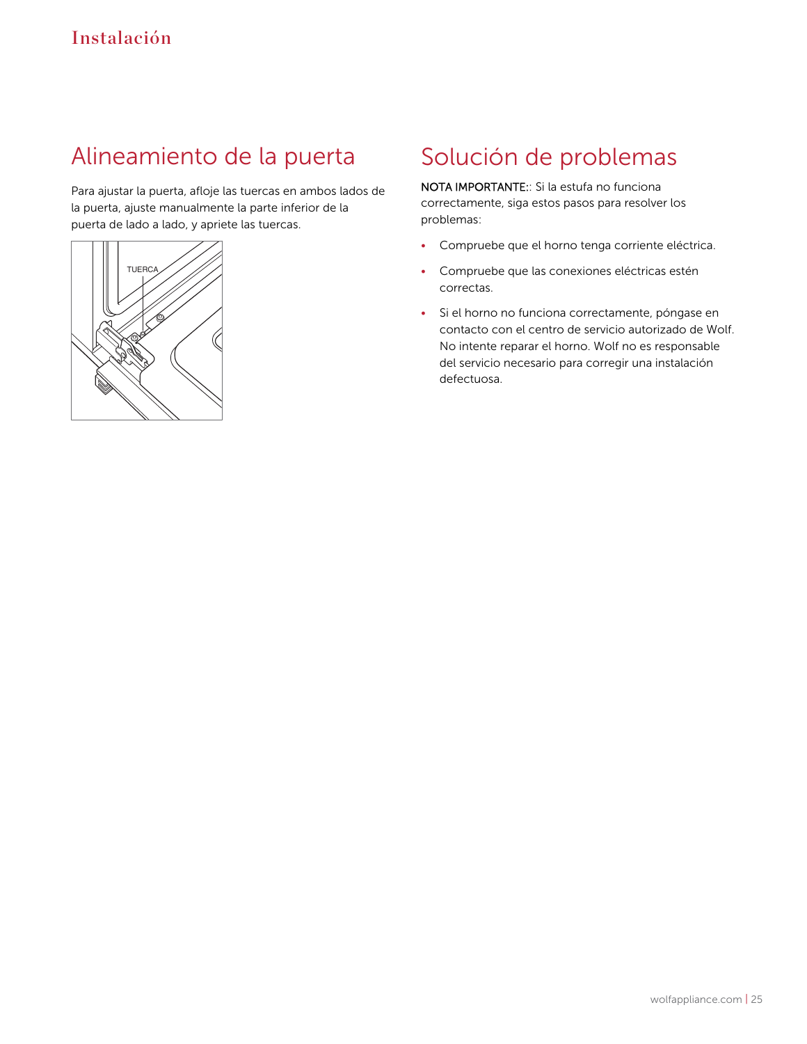# Instalación

## Alineamiento de la puerta

Para ajustar la puerta, afloje las tuercas en ambos lados de la puerta, ajuste manualmente la parte inferior de la puerta de lado a lado, y apriete las tuercas.

TUERCA

## Solución de problemas

**NOTA IMPORTANTE:**: Si la estufa no funciona correctamente, siga estos pasos para resolver los problemas:

- Compruebe que el horno tenga corriente eléctrica.
- Compruebe que las conexiones eléctricas estén correctas.
- Si el horno no funciona correctamente, póngase en contacto con el centro de servicio autorizado de Wolf. No intente reparar el horno. Wolf no es responsable del servicio necesario para corregir una instalación defectuosa.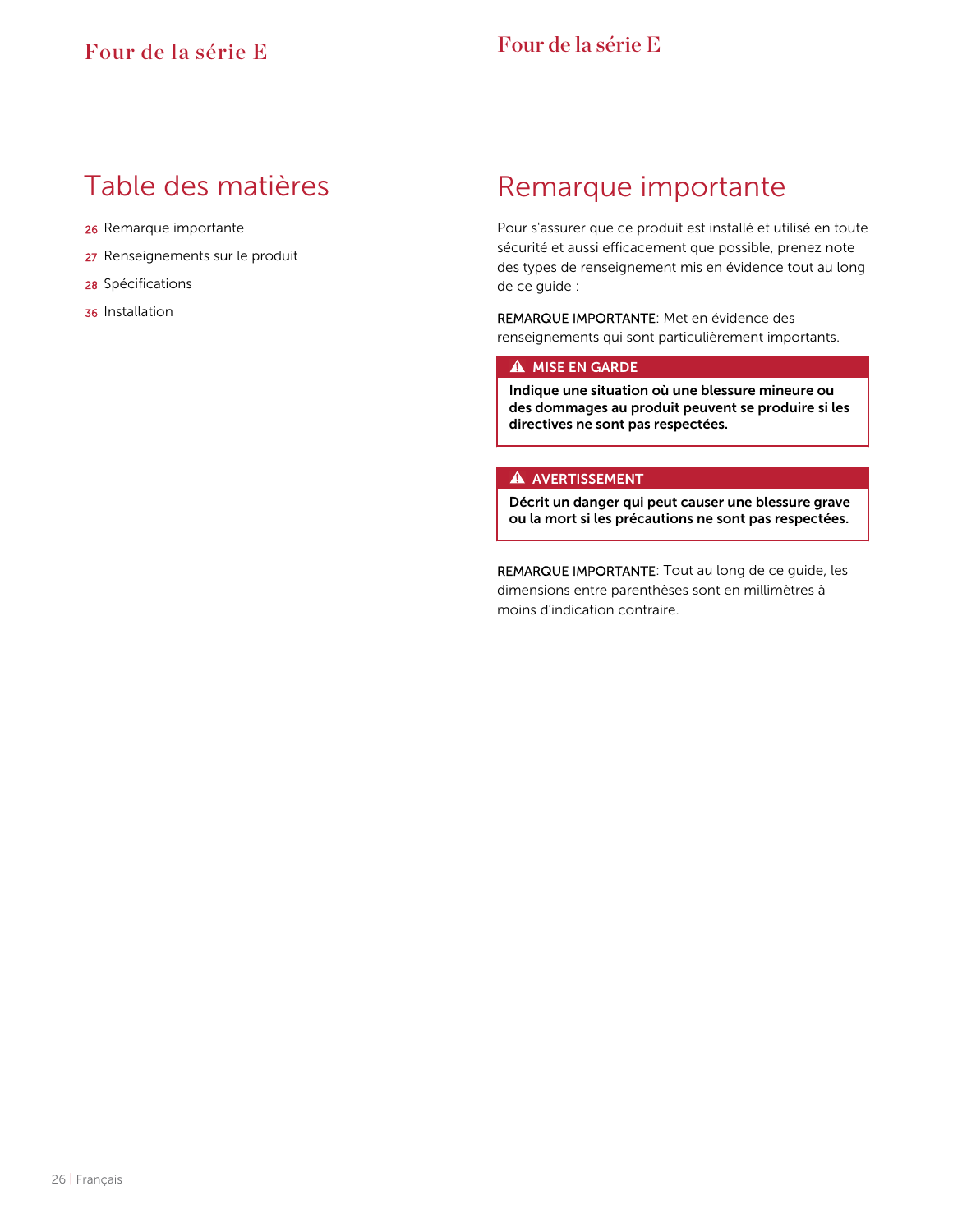# Table des matières

26 Remarque importante

27 Renseignements sur le produit

28 Spécifications

36 Installation

# Remarque importante

Pour s'assurer que ce produit est installé et utilisé en toute sécurité et aussi efficacement que possible, prenez note des types de renseignement mis en évidence tout au long de ce guide :

REMARQUE IMPORTANTE: Met en évidence des renseignements qui sont particulièrement importants.

**⚠ MISE EN GARDE**

**Indique une situation où une blessure mineure ou des dommages au produit peuvent se produire si les directives ne sont pas respectées.**

**⚠ AVERTISSEMENT**

**Décrit un danger qui peut causer une blessure grave ou la mort si les précautions ne sont pas respectées.**

REMARQUE IMPORTANTE: Tout au long de ce guide, les dimensions entre parenthèses sont en millimètres à moins d'indication contraire.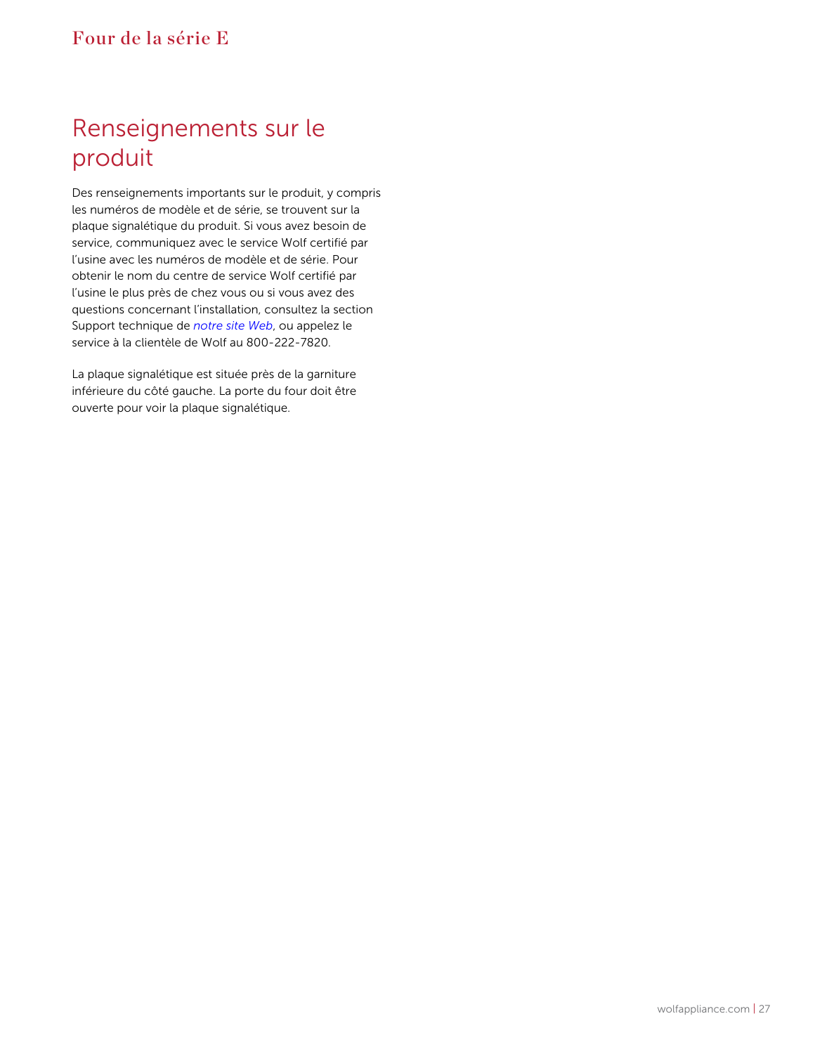# Renseignements sur le produit

Des renseignements importants sur le produit, y compris les numéros de modèle et de série, se trouvent sur la plaque signalétique du produit. Si vous avez besoin de service, communiquez avec le service Wolf certifié par l'usine avec les numéros de modèle et de série. Pour obtenir le nom du centre de service Wolf certifié par l'usine le plus près de chez vous ou si vous avez des questions concernant l'installation, consultez la section Support technique de *notre site Web*, ou appelez le service à la clientèle de Wolf au 800-222-7820.

La plaque signalétique est située près de la garniture inférieure du côté gauche. La porte du four doit être ouverte pour voir la plaque signalétique.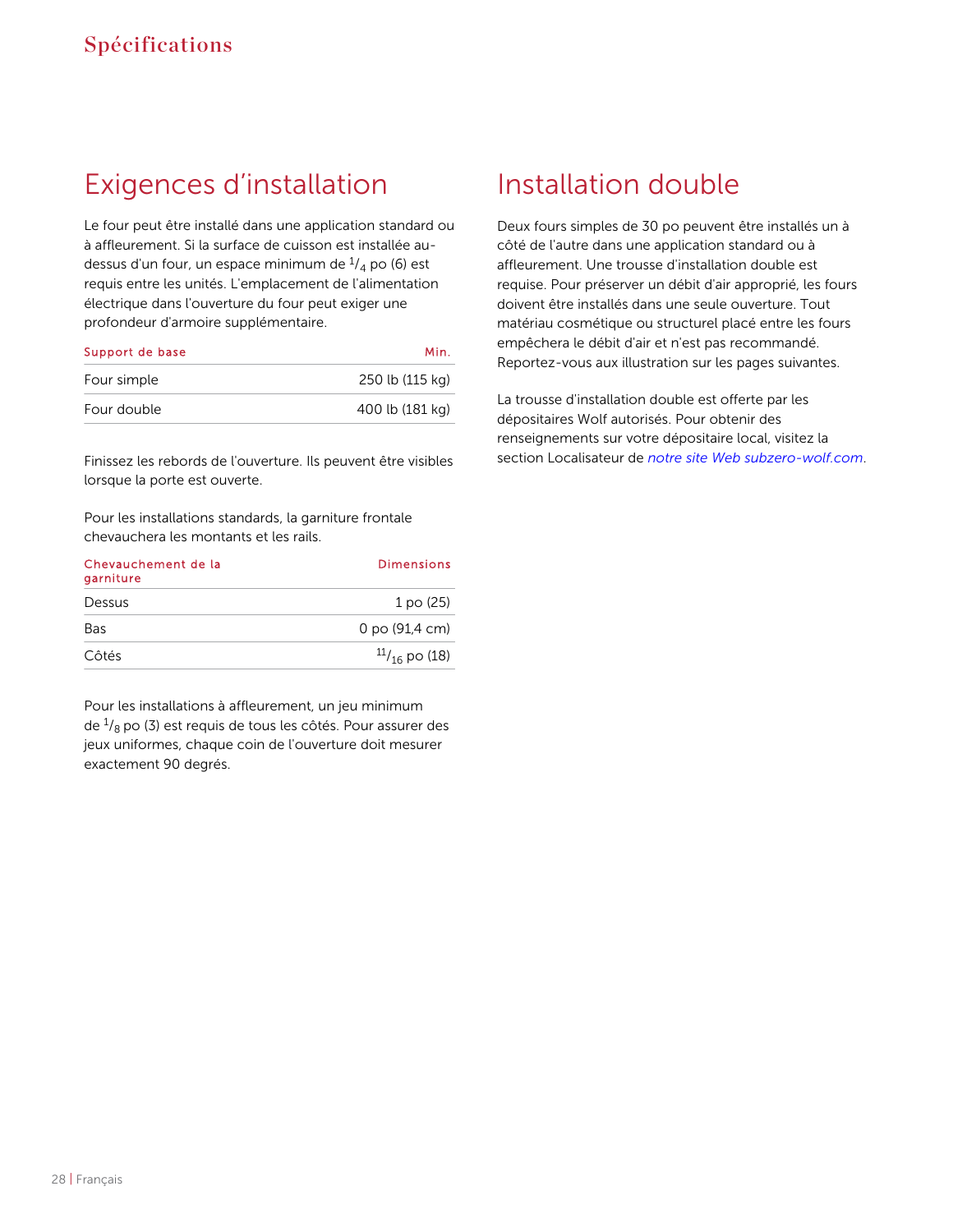# Spécifications

## Exigences d'installation

Le four peut être installé dans une application standard ou à affleurement. Si la surface de cuisson est installée au-dessus d'un four, un espace minimum de $^{1}/_{4}$ po (6) est requis entre les unités. L'emplacement de l'alimentation électrique dans l'ouverture du four peut exiger une profondeur d'armoire supplémentaire.

| Support de base | Min. |
|---|---|
| Four simple | 250 lb (115 kg) |
| Four double | 400 lb (181 kg) |

Finissez les rebords de l'ouverture. Ils peuvent être visibles lorsque la porte est ouverte.

Pour les installations standards, la garniture frontale chevauchera les montants et les rails.

| Chevauchement de la garniture | Dimensions |
|---|---|
| Dessus | 1 po (25) |
| Bas | 0 po (91,4 cm) |
| Côtés | $^{11}/_{16}$ po (18) |

Pour les installations à affleurement, un jeu minimum de $^{1}/_{8}$ po (3) est requis de tous les côtés. Pour assurer des jeux uniformes, chaque coin de l'ouverture doit mesurer exactement 90 degrés.

## Installation double

Deux fours simples de 30 po peuvent être installés un à côté de l'autre dans une application standard ou à affleurement. Une trousse d'installation double est requise. Pour préserver un débit d'air approprié, les fours doivent être installés dans une seule ouverture. Tout matériau cosmétique ou structurel placé entre les fours empêchera le débit d'air et n'est pas recommandé. Reportez-vous aux illustration sur les pages suivantes.

La trousse d'installation double est offerte par les dépositaires Wolf autorisés. Pour obtenir des renseignements sur votre dépositaire local, visitez la section Localisateur de *notre site Web subzero-wolf.com*.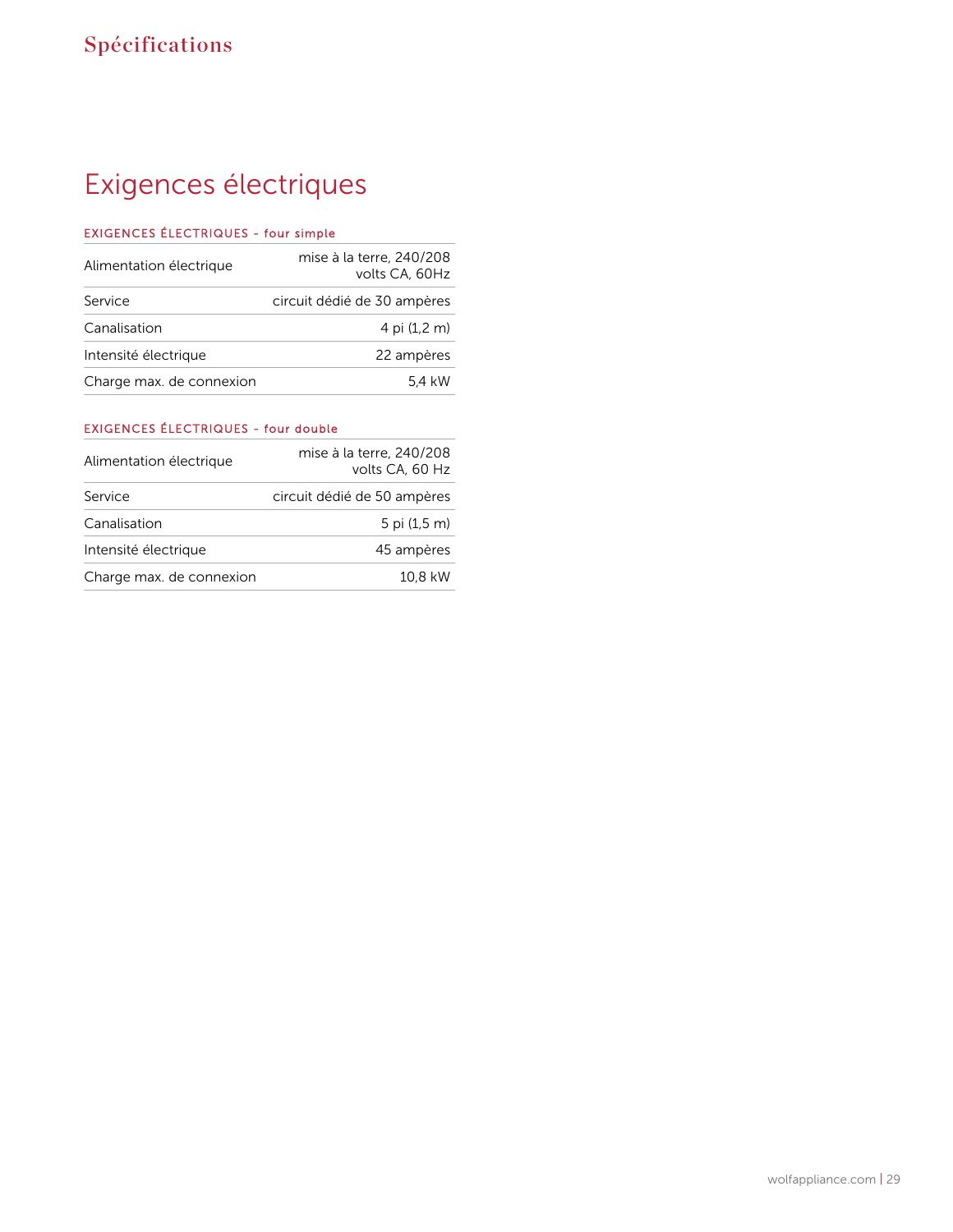# Spécifications

## Exigences électriques

| EXIGENCES ÉLECTRIQUES - four simple | |
|---|---|
| Alimentation électrique | mise à la terre, 240/208 volts CA, 60Hz |
| Service | circuit dédié de 30 ampères |
| Canalisation | 4 pi (1,2 m) |
| Intensité électrique | 22 ampères |
| Charge max. de connexion | 5,4 kW |

| EXIGENCES ÉLECTRIQUES - four double | |
|---|---|
| Alimentation électrique | mise à la terre, 240/208 volts CA, 60 Hz |
| Service | circuit dédié de 50 ampères |
| Canalisation | 5 pi (1,5 m) |
| Intensité électrique | 45 ampères |
| Charge max. de connexion | 10,8 kW |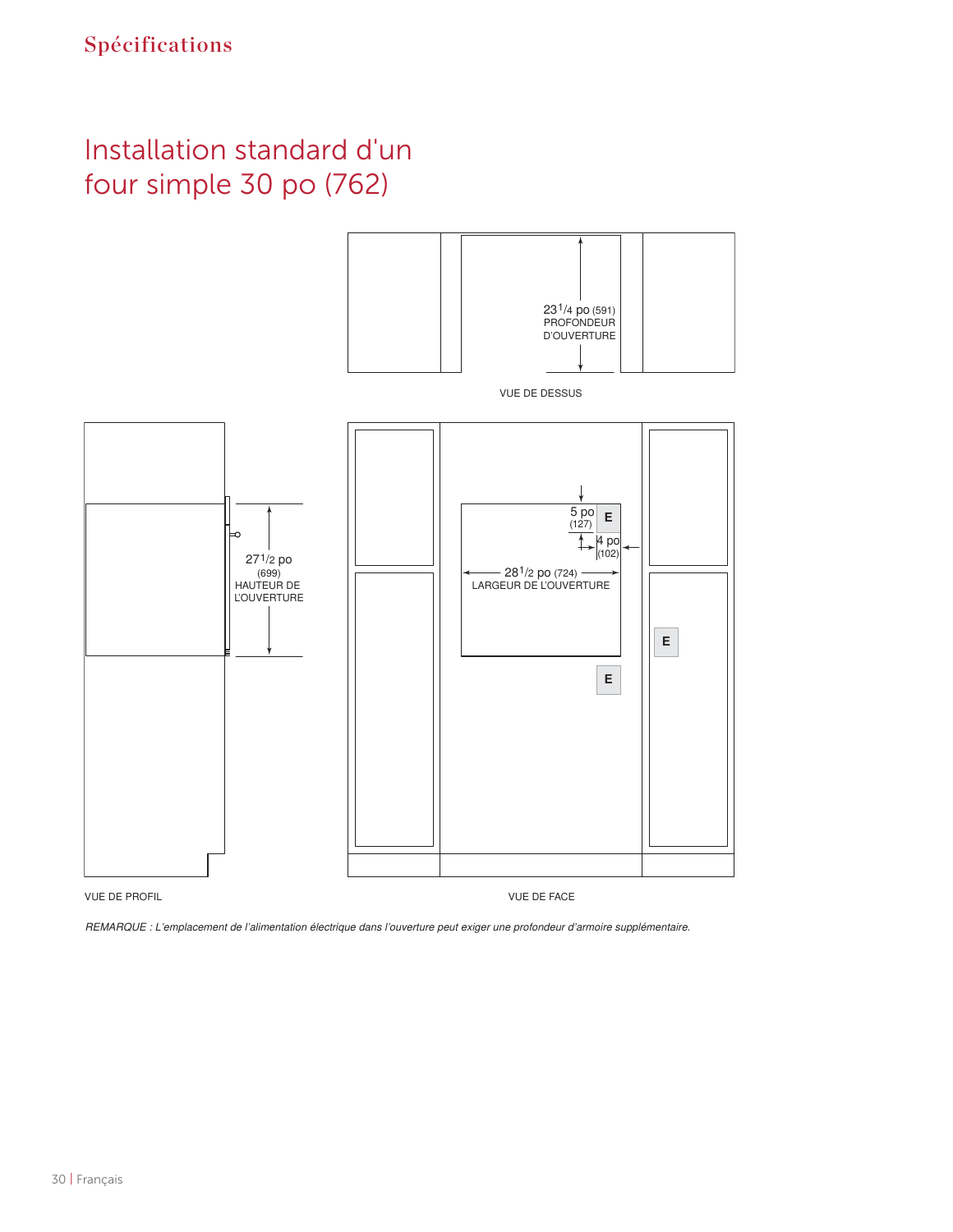## Spécifications

# Installation standard d'un four simple 30 po (762)

23 1/4 po (591)
PROFONDEUR D'OUVERTURE

VUE DE DESSUS

27 1/2 po (699)
HAUTEUR DE L'OUVERTURE

5 po (127)

E

4 po (102)

28 1/2 po (724)
LARGEUR DE L'OUVERTURE

E

E

VUE DE PROFIL

VUE DE FACE

*REMARQUE : L'emplacement de l'alimentation électrique dans l'ouverture peut exiger une profondeur d'armoire supplémentaire.*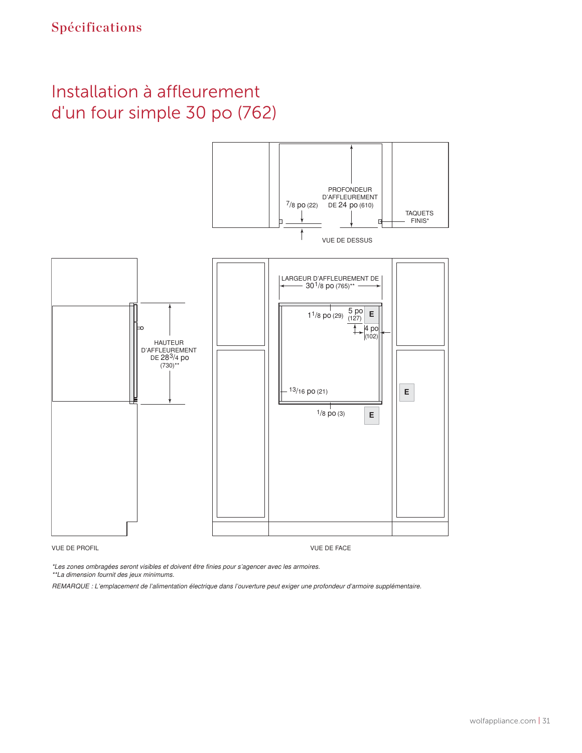# Spécifications

## Installation à affleurement d'un four simple 30 po (762)

7/8 po (22)

PROFONDEUR D'AFFLEUREMENT DE 24 po (610)

TAQUETS FINIS*

VUE DE DESSUS

LARGEUR D'AFFLEUREMENT DE 30 1/8 po (765)**

1 1/8 po (29)

5 po (127)

4 po (102)

13/16 po (21)

1/8 po (3)

E

HAUTEUR D'AFFLEUREMENT DE 28 3/4 po (730)**

VUE DE PROFIL

VUE DE FACE

*\*Les zones ombragées seront visibles et doivent être finies pour s'agencer avec les armoires.*
*\*\*La dimension fournit des jeux minimums.*

*REMARQUE : L'emplacement de l'alimentation électrique dans l'ouverture peut exiger une profondeur d'armoire supplémentaire.*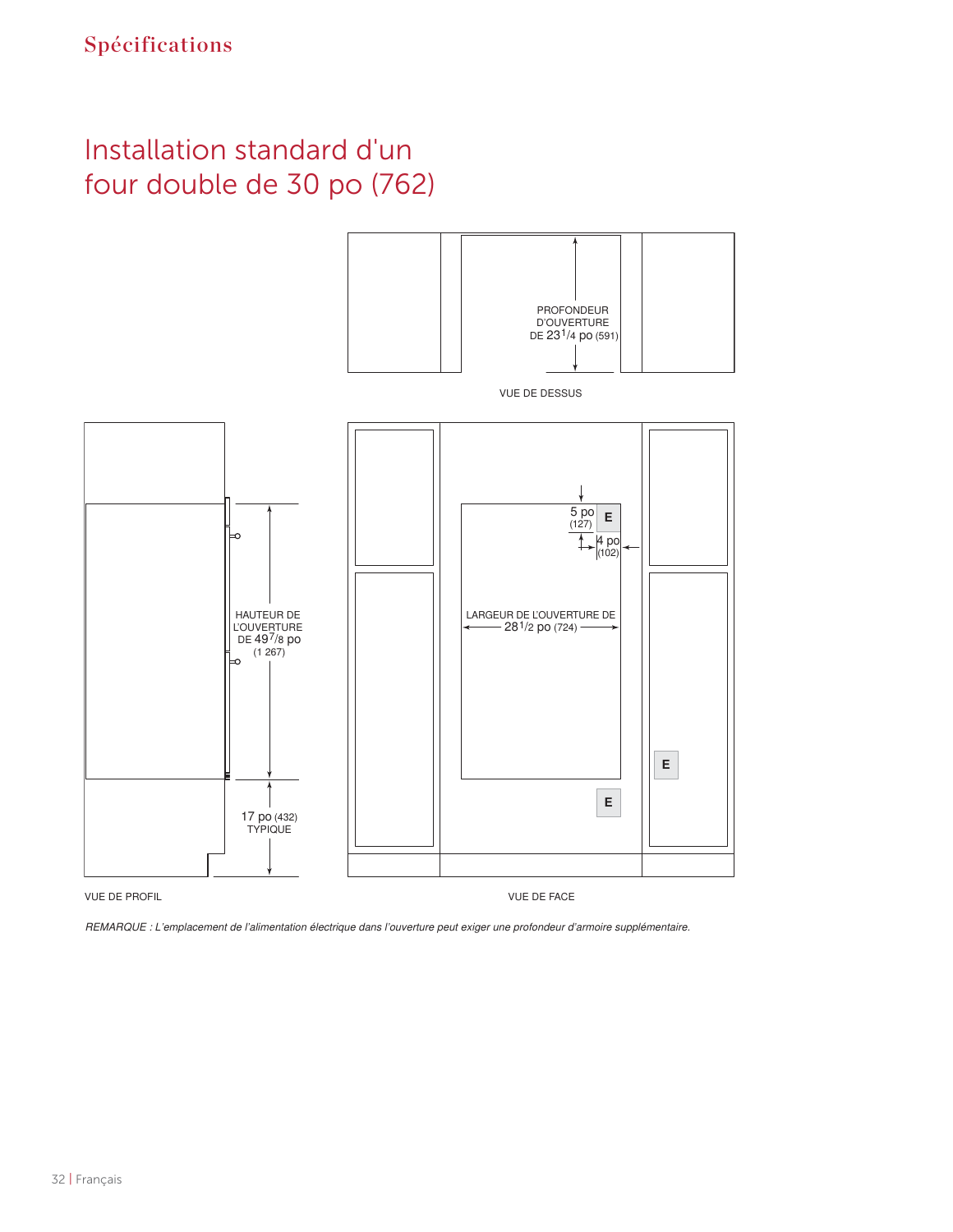## Spécifications

# Installation standard d'un four double de 30 po (762)

PROFONDEUR D'OUVERTURE DE 23 1/4 po (591)

VUE DE DESSUS

HAUTEUR DE L'OUVERTURE DE 49 7/8 po (1 267)

17 po (432) TYPIQUE

VUE DE PROFIL

5 po (127)

E

4 po (102)

LARGEUR DE L'OUVERTURE DE 28 1/2 po (724)

E

E

VUE DE FACE

*REMARQUE : L'emplacement de l'alimentation électrique dans l'ouverture peut exiger une profondeur d'armoire supplémentaire.*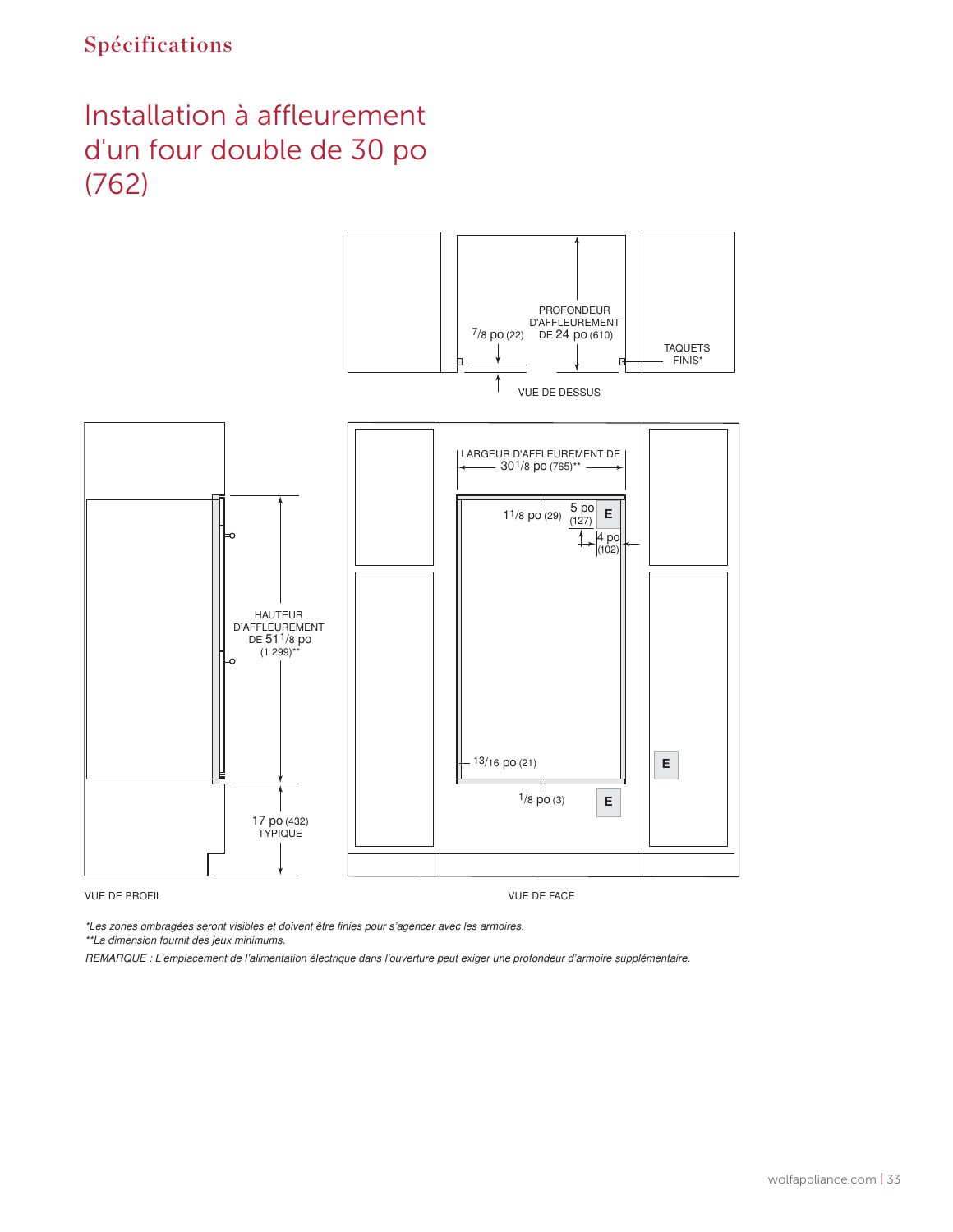Spécifications

# Installation à affleurement d'un four double de 30 po (762)

PROFONDEUR D'AFFLEUREMENT DE 24 po (610)

7/8 po (22)

TAQUETS FINIS*

VUE DE DESSUS

LARGEUR D'AFFLEUREMENT DE 30 1/8 po (765)**

1 1/8 po (29)

5 po (127)

E

4 po (102)

HAUTEUR D'AFFLEUREMENT DE 51 1/8 po (1 299)**

13/16 po (21)

1/8 po (3)

E

E

17 po (432) TYPIQUE

VUE DE PROFIL

VUE DE FACE

*\*Les zones ombragées seront visibles et doivent être finies pour s'agencer avec les armoires.*

*\*\*La dimension fournit des jeux minimums.*

*REMARQUE : L'emplacement de l'alimentation électrique dans l'ouverture peut exiger une profondeur d'armoire supplémentaire.*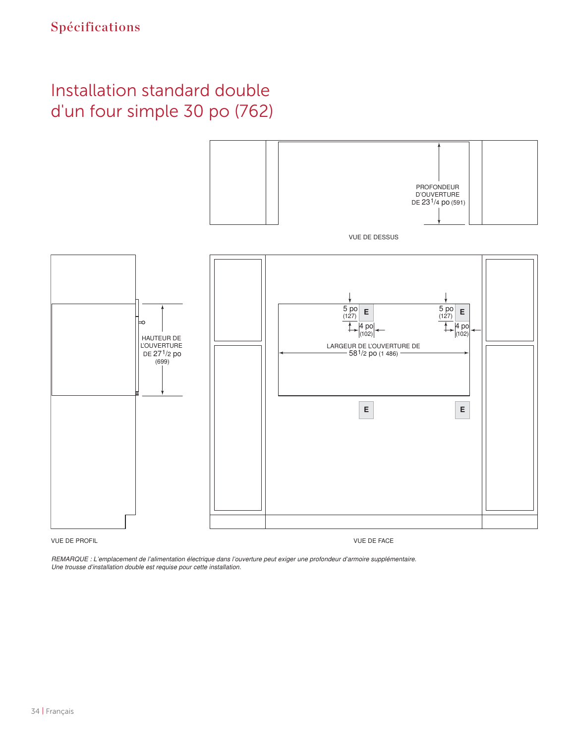## Spécifications

# Installation standard double d'un four simple 30 po (762)

PROFONDEUR D'OUVERTURE DE 23 1/4 po (591)

VUE DE DESSUS

HAUTEUR DE L'OUVERTURE DE 27 1/2 po (699)

VUE DE PROFIL

5 po (127) E 4 po (102)

5 po (127) E 4 po (102)

LARGEUR DE L'OUVERTURE DE 58 1/2 po (1 486)

E E

VUE DE FACE

*REMARQUE : L'emplacement de l'alimentation électrique dans l'ouverture peut exiger une profondeur d'armoire supplémentaire. Une trousse d'installation double est requise pour cette installation.*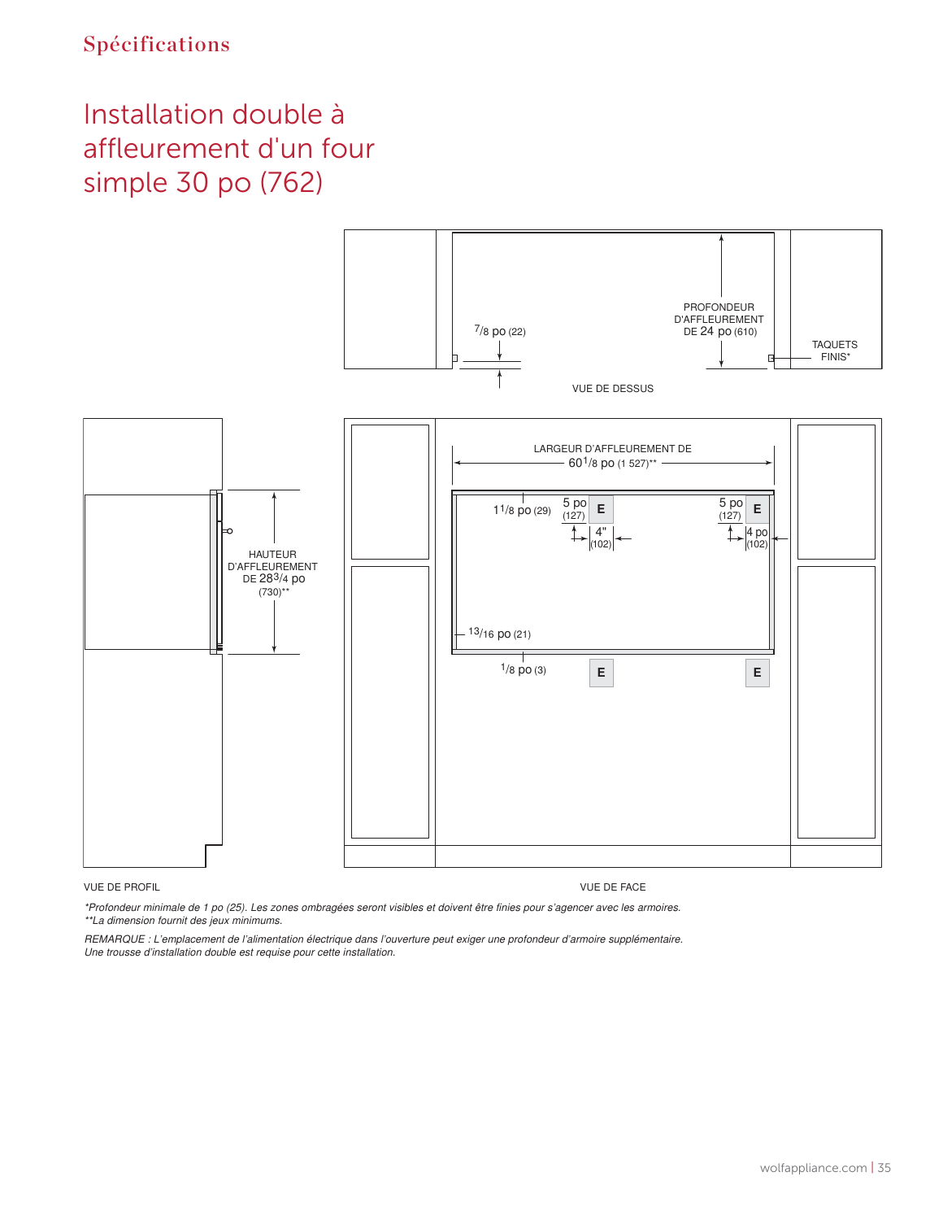Spécifications

# Installation double à affleurement d'un four simple 30 po (762)

7/8 po (22)

PROFONDEUR D'AFFLEUREMENT DE 24 po (610)

TAQUETS FINIS*

VUE DE DESSUS

LARGEUR D'AFFLEUREMENT DE 60 1/8 po (1 527)**

1 1/8 po (29)

5 po (127)

E

4" (102)

5 po (127)

E

4 po (102)

HAUTEUR D'AFFLEUREMENT DE 28 3/4 po (730)**

13/16 po (21)

1/8 po (3)

E

E

VUE DE PROFIL

VUE DE FACE

*\*Profondeur minimale de 1 po (25). Les zones ombragées seront visibles et doivent être finies pour s'agencer avec les armoires.*
*\*\*La dimension fournit des jeux minimums.*

*REMARQUE : L'emplacement de l'alimentation électrique dans l'ouverture peut exiger une profondeur d'armoire supplémentaire. Une trousse d'installation double est requise pour cette installation.*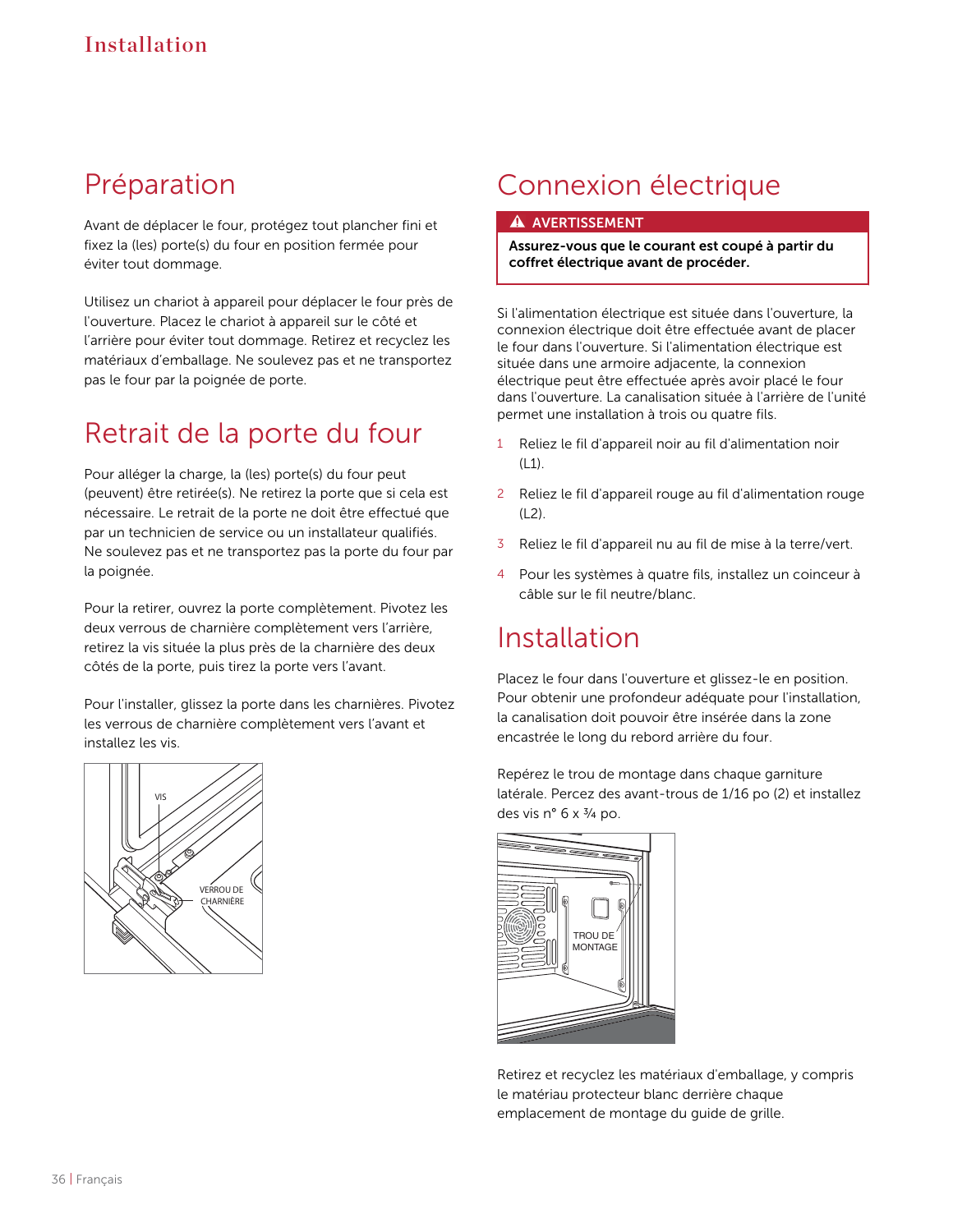# Installation

## Préparation

Avant de déplacer le four, protégez tout plancher fini et fixez la (les) porte(s) du four en position fermée pour éviter tout dommage.

Utilisez un chariot à appareil pour déplacer le four près de l'ouverture. Placez le chariot à appareil sur le côté et l'arrière pour éviter tout dommage. Retirez et recyclez les matériaux d'emballage. Ne soulevez pas et ne transportez pas le four par la poignée de porte.

## Retrait de la porte du four

Pour alléger la charge, la (les) porte(s) du four peut (peuvent) être retirée(s). Ne retirez la porte que si cela est nécessaire. Le retrait de la porte ne doit être effectué que par un technicien de service ou un installateur qualifiés. Ne soulevez pas et ne transportez pas la porte du four par la poignée.

Pour la retirer, ouvrez la porte complètement. Pivotez les deux verrous de charnière complètement vers l'arrière, retirez la vis située la plus près de la charnière des deux côtés de la porte, puis tirez la porte vers l'avant.

Pour l'installer, glissez la porte dans les charnières. Pivotez les verrous de charnière complètement vers l'avant et installez les vis.

VIS

VERROU DE CHARNIÈRE

## Connexion électrique

**⚠ AVERTISSEMENT**

**Assurez-vous que le courant est coupé à partir du coffret électrique avant de procéder.**

Si l'alimentation électrique est située dans l'ouverture, la connexion électrique doit être effectuée avant de placer le four dans l'ouverture. Si l'alimentation électrique est située dans une armoire adjacente, la connexion électrique peut être effectuée après avoir placé le four dans l'ouverture. La canalisation située à l'arrière de l'unité permet une installation à trois ou quatre fils.

1. Reliez le fil d'appareil noir au fil d'alimentation noir (L1).
2. Reliez le fil d'appareil rouge au fil d'alimentation rouge (L2).
3. Reliez le fil d'appareil nu au fil de mise à la terre/vert.
4. Pour les systèmes à quatre fils, installez un coinceur à câble sur le fil neutre/blanc.

## Installation

Placez le four dans l'ouverture et glissez-le en position. Pour obtenir une profondeur adéquate pour l'installation, la canalisation doit pouvoir être insérée dans la zone encastrée le long du rebord arrière du four.

Repérez le trou de montage dans chaque garniture latérale. Percez des avant-trous de 1/16 po (2) et installez des vis n° 6 x ¾ po.

TROU DE MONTAGE

Retirez et recyclez les matériaux d'emballage, y compris le matériau protecteur blanc derrière chaque emplacement de montage du guide de grille.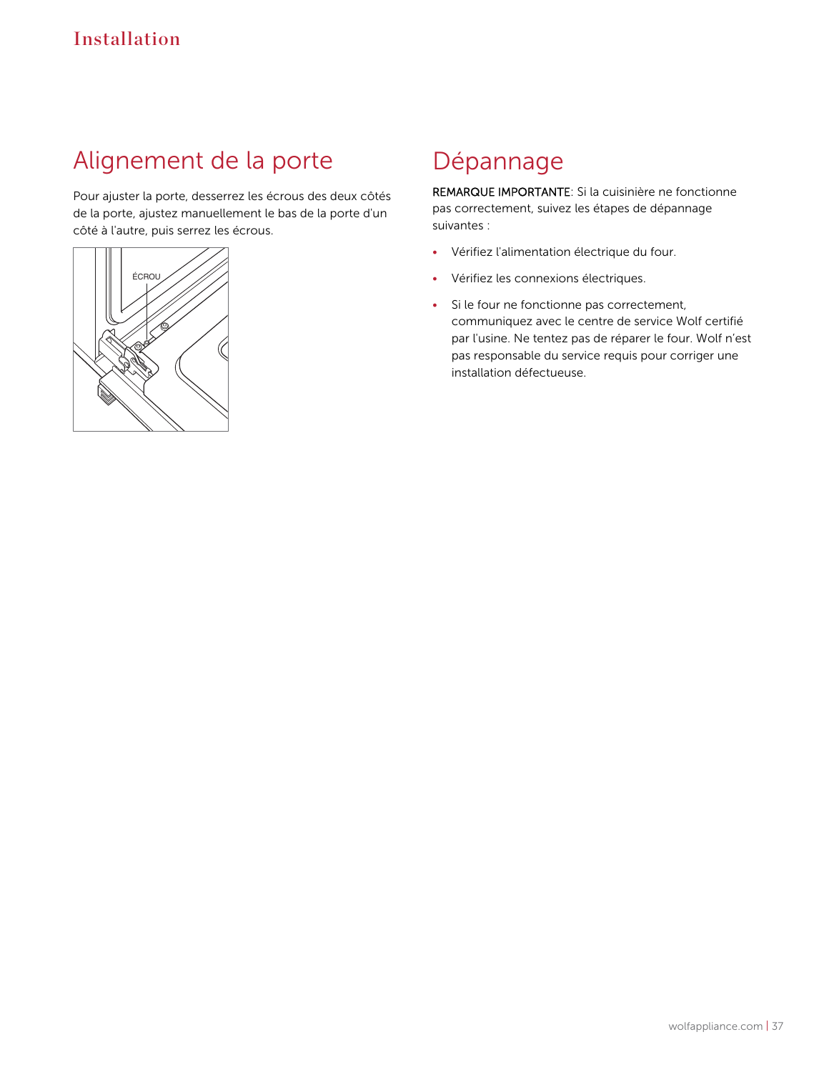## Alignement de la porte

Pour ajuster la porte, desserrez les écrous des deux côtés de la porte, ajustez manuellement le bas de la porte d'un côté à l'autre, puis serrez les écrous.

ÉCROU

## Dépannage

**REMARQUE IMPORTANTE**: Si la cuisinière ne fonctionne pas correctement, suivez les étapes de dépannage suivantes :

- Vérifiez l'alimentation électrique du four.
- Vérifiez les connexions électriques.
- Si le four ne fonctionne pas correctement, communiquez avec le centre de service Wolf certifié par l'usine. Ne tentez pas de réparer le four. Wolf n'est pas responsable du service requis pour corriger une installation défectueuse.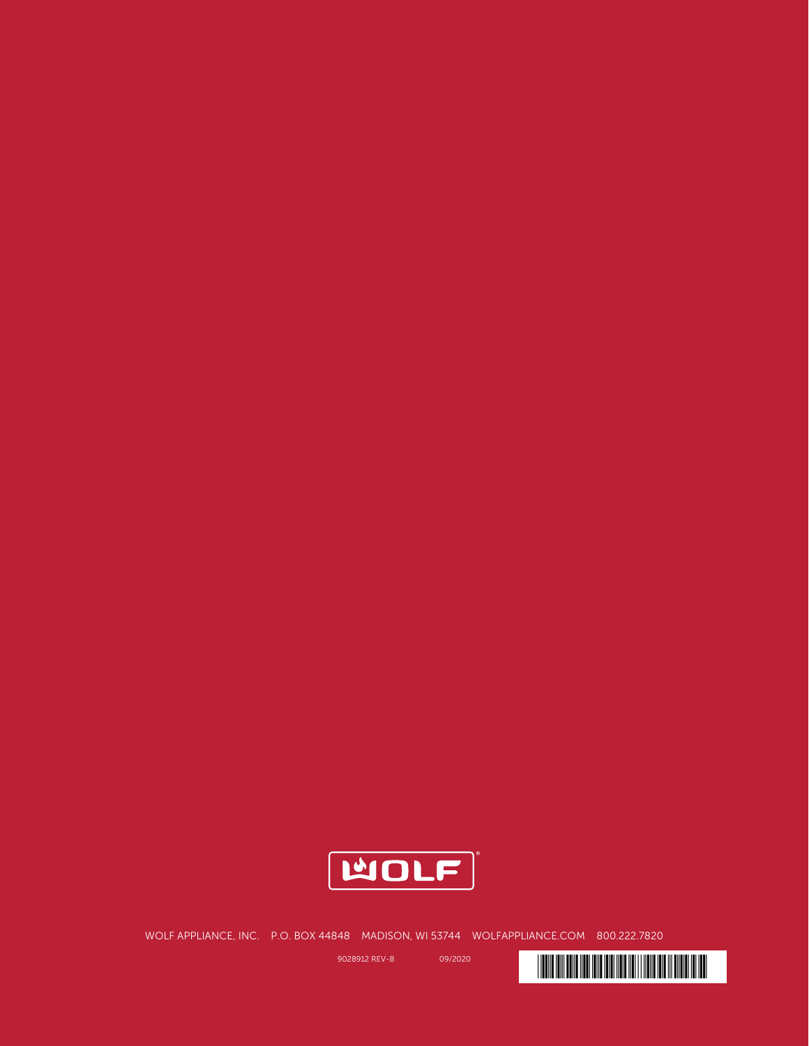WOLF

WOLF APPLIANCE, INC. P.O. BOX 44848 MADISON, WI 53744 WOLFAPPLIANCE.COM 800.222.7820

9028912 REV-B 09/2020